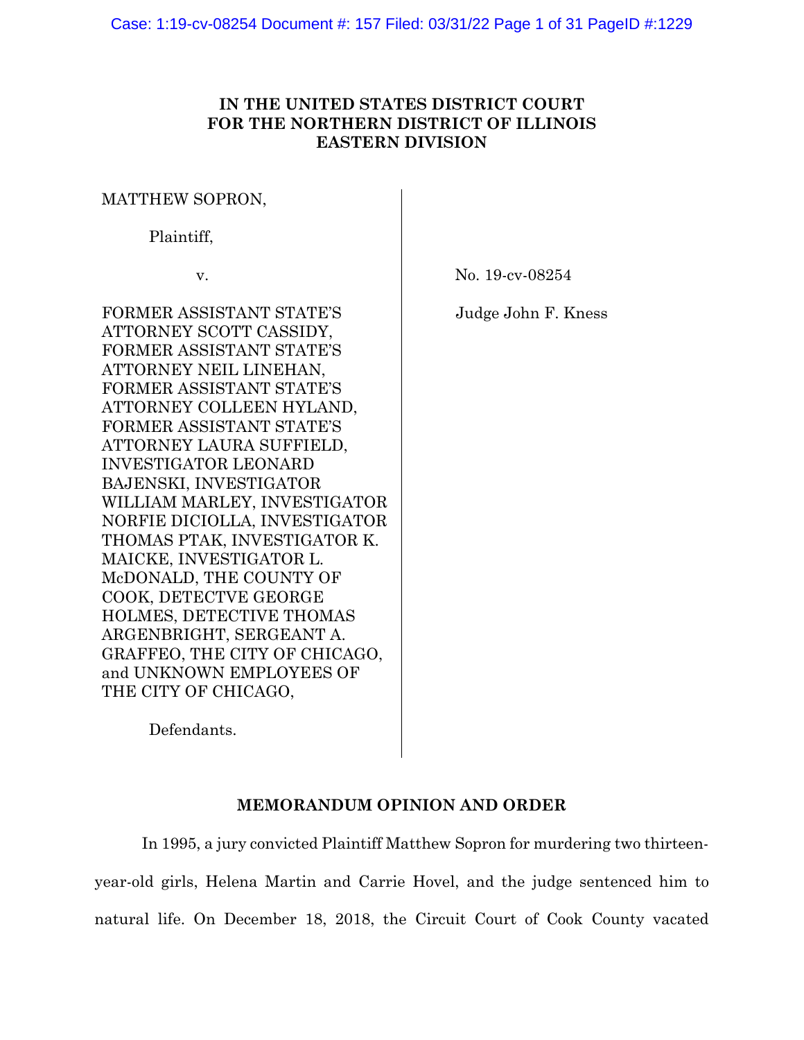**IN THE UNITED STATES DISTRICT COURT**
**FOR THE NORTHERN DISTRICT OF ILLINOIS**
**EASTERN DIVISION**

MATTHEW SOPRON,

Plaintiff,

v.

FORMER ASSISTANT STATE'S ATTORNEY SCOTT CASSIDY, FORMER ASSISTANT STATE'S ATTORNEY NEIL LINEHAN, FORMER ASSISTANT STATE'S ATTORNEY COLLEEN HYLAND, FORMER ASSISTANT STATE'S ATTORNEY LAURA SUFFIELD, INVESTIGATOR LEONARD BAJENSKI, INVESTIGATOR WILLIAM MARLEY, INVESTIGATOR NORFIE DICIOLLA, INVESTIGATOR THOMAS PTAK, INVESTIGATOR K. MAICKE, INVESTIGATOR L. McDONALD, THE COUNTY OF COOK, DETECTVE GEORGE HOLMES, DETECTIVE THOMAS ARGENBRIGHT, SERGEANT A. GRAFFEO, THE CITY OF CHICAGO, and UNKNOWN EMPLOYEES OF THE CITY OF CHICAGO,

Defendants.

No. 19-cv-08254

Judge John F. Kness

**MEMORANDUM OPINION AND ORDER**

In 1995, a jury convicted Plaintiff Matthew Sopron for murdering two thirteen-year-old girls, Helena Martin and Carrie Hovel, and the judge sentenced him to natural life. On December 18, 2018, the Circuit Court of Cook County vacated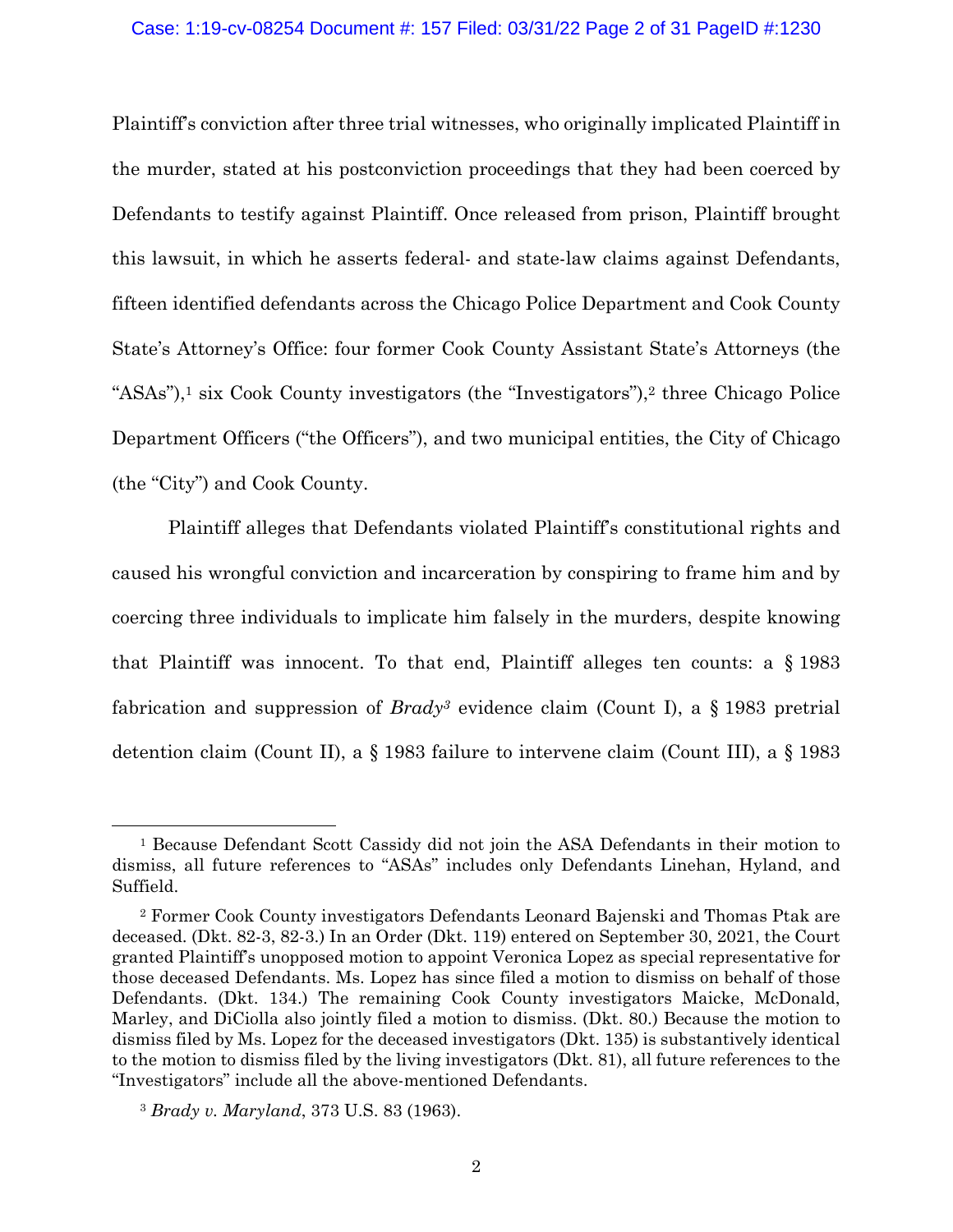Plaintiff's conviction after three trial witnesses, who originally implicated Plaintiff in the murder, stated at his postconviction proceedings that they had been coerced by Defendants to testify against Plaintiff. Once released from prison, Plaintiff brought this lawsuit, in which he asserts federal- and state-law claims against Defendants, fifteen identified defendants across the Chicago Police Department and Cook County State's Attorney's Office: four former Cook County Assistant State's Attorneys (the "ASAs"),[1] six Cook County investigators (the "Investigators"),[2] three Chicago Police Department Officers ("the Officers"), and two municipal entities, the City of Chicago (the "City") and Cook County.

Plaintiff alleges that Defendants violated Plaintiff's constitutional rights and caused his wrongful conviction and incarceration by conspiring to frame him and by coercing three individuals to implicate him falsely in the murders, despite knowing that Plaintiff was innocent. To that end, Plaintiff alleges ten counts: a § 1983 fabrication and suppression of *Brady*[3] evidence claim (Count I), a § 1983 pretrial detention claim (Count II), a § 1983 failure to intervene claim (Count III), a § 1983

---

[1] Because Defendant Scott Cassidy did not join the ASA Defendants in their motion to dismiss, all future references to "ASAs" includes only Defendants Linehan, Hyland, and Suffield.

[2] Former Cook County investigators Defendants Leonard Bajenski and Thomas Ptak are deceased. (Dkt. 82-3, 82-3.) In an Order (Dkt. 119) entered on September 30, 2021, the Court granted Plaintiff's unopposed motion to appoint Veronica Lopez as special representative for those deceased Defendants. Ms. Lopez has since filed a motion to dismiss on behalf of those Defendants. (Dkt. 134.) The remaining Cook County investigators Maicke, McDonald, Marley, and DiCiolla also jointly filed a motion to dismiss. (Dkt. 80.) Because the motion to dismiss filed by Ms. Lopez for the deceased investigators (Dkt. 135) is substantively identical to the motion to dismiss filed by the living investigators (Dkt. 81), all future references to the "Investigators" include all the above-mentioned Defendants.

[3] *Brady v. Maryland*, 373 U.S. 83 (1963).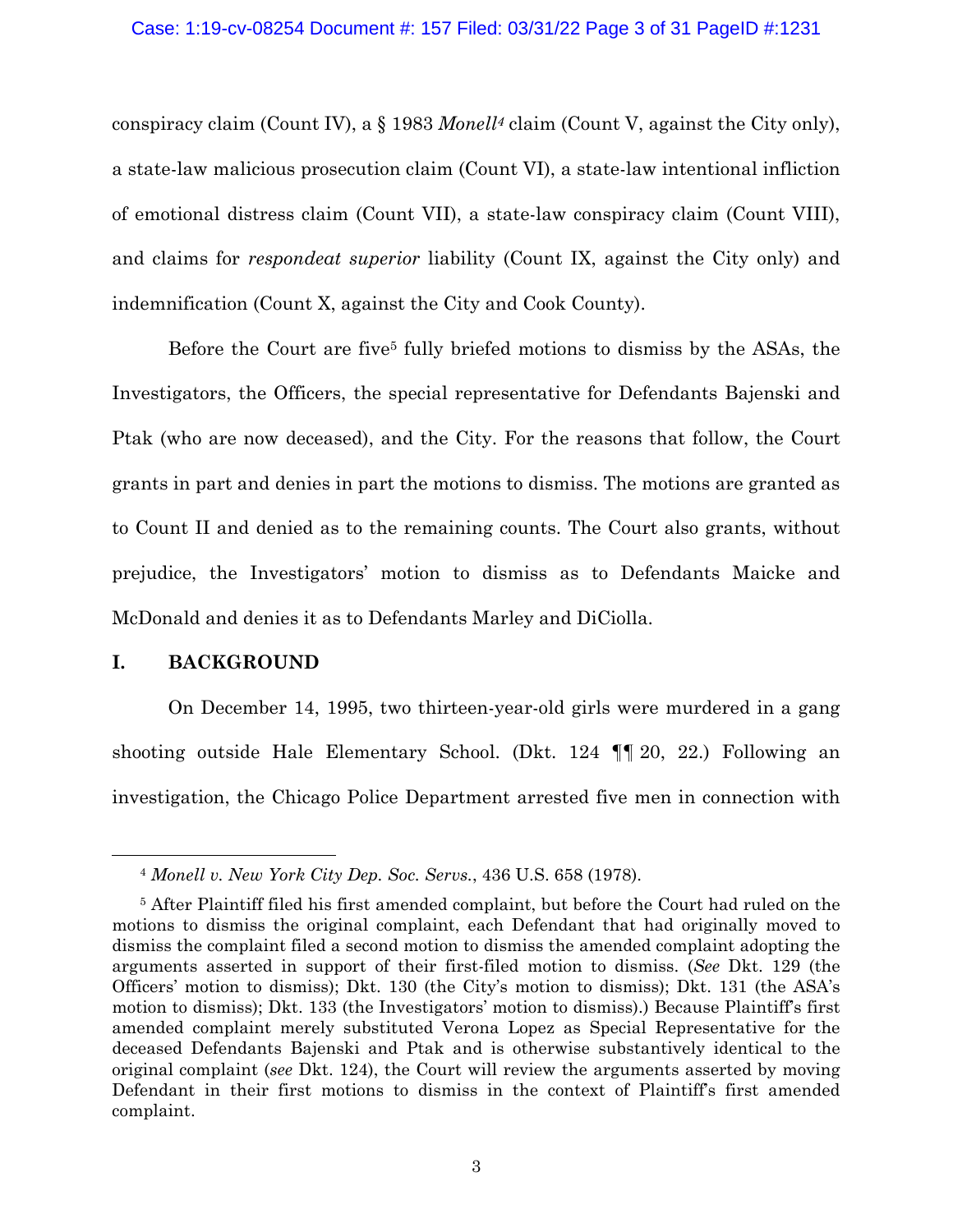conspiracy claim (Count IV), a § 1983 *Monell*[4] claim (Count V, against the City only), a state-law malicious prosecution claim (Count VI), a state-law intentional infliction of emotional distress claim (Count VII), a state-law conspiracy claim (Count VIII), and claims for *respondeat superior* liability (Count IX, against the City only) and indemnification (Count X, against the City and Cook County).

Before the Court are five[5] fully briefed motions to dismiss by the ASAs, the Investigators, the Officers, the special representative for Defendants Bajenski and Ptak (who are now deceased), and the City. For the reasons that follow, the Court grants in part and denies in part the motions to dismiss. The motions are granted as to Count II and denied as to the remaining counts. The Court also grants, without prejudice, the Investigators' motion to dismiss as to Defendants Maicke and McDonald and denies it as to Defendants Marley and DiCiolla.

## I. BACKGROUND

On December 14, 1995, two thirteen-year-old girls were murdered in a gang shooting outside Hale Elementary School. (Dkt. 124 ¶¶ 20, 22.) Following an investigation, the Chicago Police Department arrested five men in connection with

---

[4] *Monell v. New York City Dep. Soc. Servs.*, 436 U.S. 658 (1978).

[5] After Plaintiff filed his first amended complaint, but before the Court had ruled on the motions to dismiss the original complaint, each Defendant that had originally moved to dismiss the complaint filed a second motion to dismiss the amended complaint adopting the arguments asserted in support of their first-filed motion to dismiss. (*See* Dkt. 129 (the Officers' motion to dismiss); Dkt. 130 (the City's motion to dismiss); Dkt. 131 (the ASA's motion to dismiss); Dkt. 133 (the Investigators' motion to dismiss).) Because Plaintiff's first amended complaint merely substituted Verona Lopez as Special Representative for the deceased Defendants Bajenski and Ptak and is otherwise substantively identical to the original complaint (*see* Dkt. 124), the Court will review the arguments asserted by moving Defendant in their first motions to dismiss in the context of Plaintiff's first amended complaint.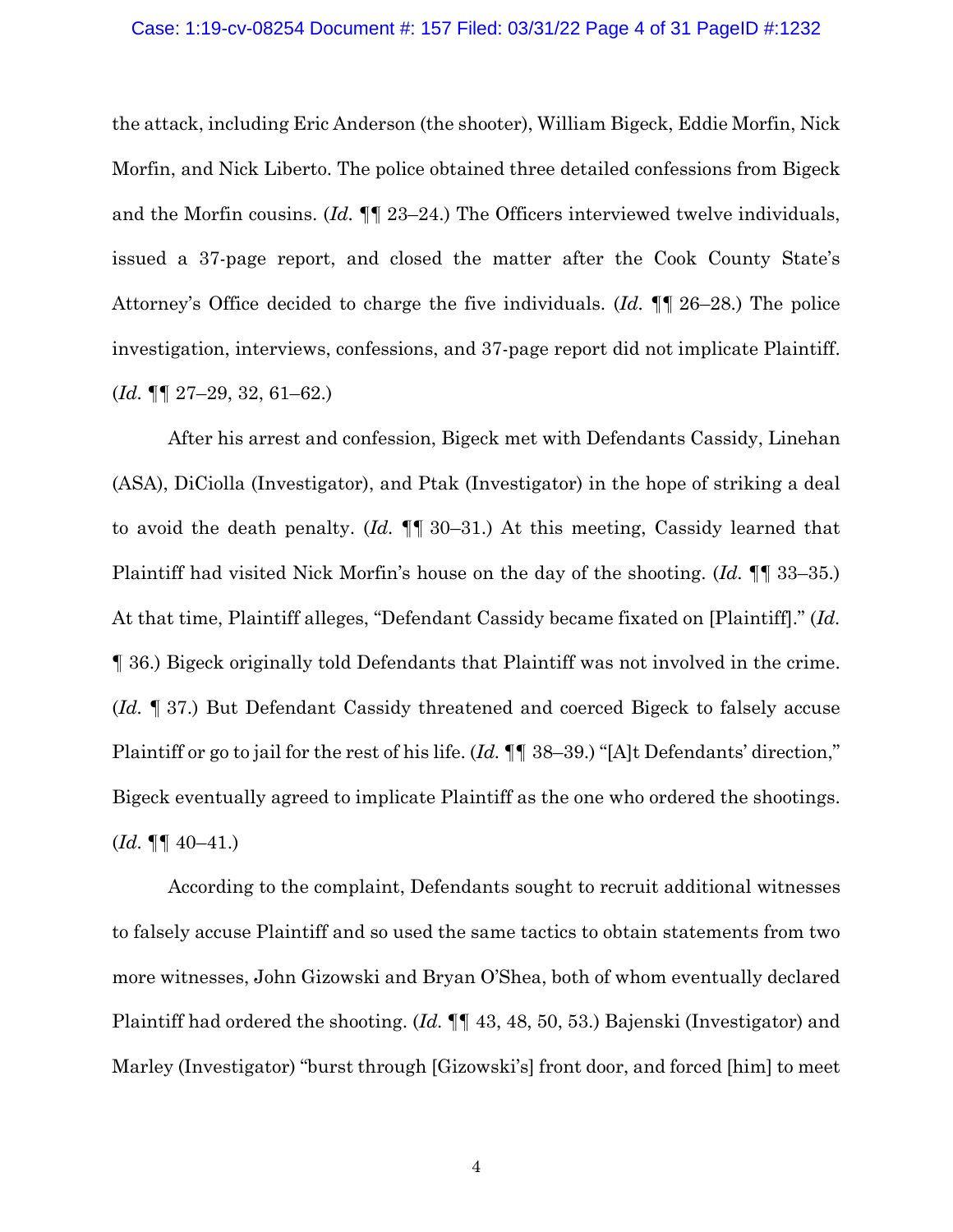the attack, including Eric Anderson (the shooter), William Bigeck, Eddie Morfin, Nick Morfin, and Nick Liberto. The police obtained three detailed confessions from Bigeck and the Morfin cousins. (*Id.* ¶¶ 23–24.) The Officers interviewed twelve individuals, issued a 37-page report, and closed the matter after the Cook County State's Attorney's Office decided to charge the five individuals. (*Id.* ¶¶ 26–28.) The police investigation, interviews, confessions, and 37-page report did not implicate Plaintiff. (*Id.* ¶¶ 27–29, 32, 61–62.)

After his arrest and confession, Bigeck met with Defendants Cassidy, Linehan (ASA), DiCiolla (Investigator), and Ptak (Investigator) in the hope of striking a deal to avoid the death penalty. (*Id.* ¶¶ 30–31.) At this meeting, Cassidy learned that Plaintiff had visited Nick Morfin's house on the day of the shooting. (*Id.* ¶¶ 33–35.) At that time, Plaintiff alleges, "Defendant Cassidy became fixated on [Plaintiff]." (*Id.* ¶ 36.) Bigeck originally told Defendants that Plaintiff was not involved in the crime. (*Id.* ¶ 37.) But Defendant Cassidy threatened and coerced Bigeck to falsely accuse Plaintiff or go to jail for the rest of his life. (*Id.* ¶¶ 38–39.) "[A]t Defendants' direction," Bigeck eventually agreed to implicate Plaintiff as the one who ordered the shootings. (*Id.* ¶¶ 40–41.)

According to the complaint, Defendants sought to recruit additional witnesses to falsely accuse Plaintiff and so used the same tactics to obtain statements from two more witnesses, John Gizowski and Bryan O'Shea, both of whom eventually declared Plaintiff had ordered the shooting. (*Id.* ¶¶ 43, 48, 50, 53.) Bajenski (Investigator) and Marley (Investigator) "burst through [Gizowski's] front door, and forced [him] to meet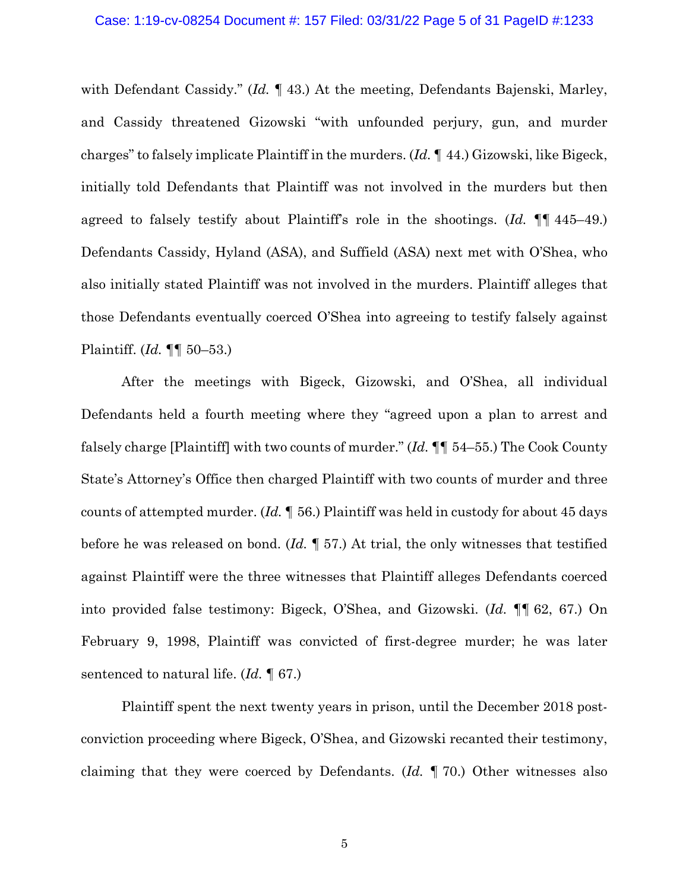with Defendant Cassidy." (*Id.* ¶ 43.) At the meeting, Defendants Bajenski, Marley, and Cassidy threatened Gizowski "with unfounded perjury, gun, and murder charges" to falsely implicate Plaintiff in the murders. (*Id.* ¶ 44.) Gizowski, like Bigeck, initially told Defendants that Plaintiff was not involved in the murders but then agreed to falsely testify about Plaintiff's role in the shootings. (*Id.* ¶¶ 445–49.) Defendants Cassidy, Hyland (ASA), and Suffield (ASA) next met with O'Shea, who also initially stated Plaintiff was not involved in the murders. Plaintiff alleges that those Defendants eventually coerced O'Shea into agreeing to testify falsely against Plaintiff. (*Id.* ¶¶ 50–53.)

After the meetings with Bigeck, Gizowski, and O'Shea, all individual Defendants held a fourth meeting where they "agreed upon a plan to arrest and falsely charge [Plaintiff] with two counts of murder." (*Id.* ¶¶ 54–55.) The Cook County State's Attorney's Office then charged Plaintiff with two counts of murder and three counts of attempted murder. (*Id.* ¶ 56.) Plaintiff was held in custody for about 45 days before he was released on bond. (*Id.* ¶ 57.) At trial, the only witnesses that testified against Plaintiff were the three witnesses that Plaintiff alleges Defendants coerced into provided false testimony: Bigeck, O'Shea, and Gizowski. (*Id.* ¶¶ 62, 67.) On February 9, 1998, Plaintiff was convicted of first-degree murder; he was later sentenced to natural life. (*Id.* ¶ 67.)

Plaintiff spent the next twenty years in prison, until the December 2018 post-conviction proceeding where Bigeck, O'Shea, and Gizowski recanted their testimony, claiming that they were coerced by Defendants. (*Id.* ¶ 70.) Other witnesses also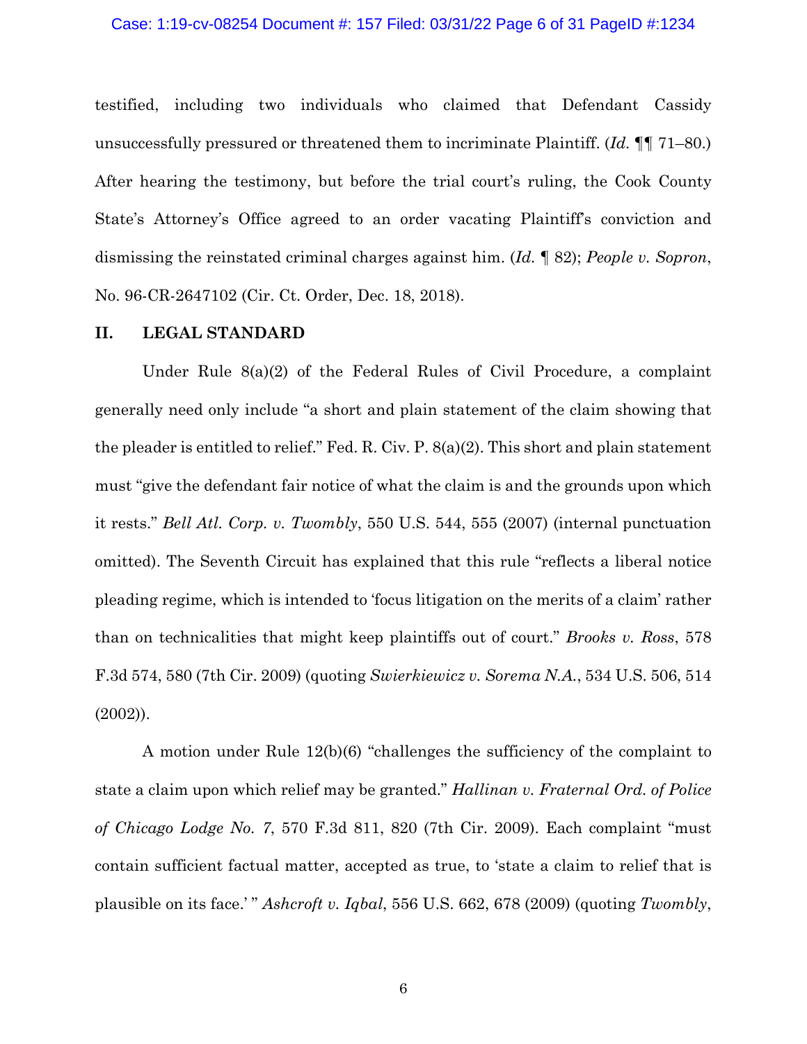testified, including two individuals who claimed that Defendant Cassidy unsuccessfully pressured or threatened them to incriminate Plaintiff. (*Id.* ¶¶ 71–80.) After hearing the testimony, but before the trial court's ruling, the Cook County State's Attorney's Office agreed to an order vacating Plaintiff's conviction and dismissing the reinstated criminal charges against him. (*Id.* ¶ 82); *People v. Sopron*, No. 96-CR-2647102 (Cir. Ct. Order, Dec. 18, 2018).

## II. LEGAL STANDARD

Under Rule 8(a)(2) of the Federal Rules of Civil Procedure, a complaint generally need only include "a short and plain statement of the claim showing that the pleader is entitled to relief." Fed. R. Civ. P. 8(a)(2). This short and plain statement must "give the defendant fair notice of what the claim is and the grounds upon which it rests." *Bell Atl. Corp. v. Twombly*, 550 U.S. 544, 555 (2007) (internal punctuation omitted). The Seventh Circuit has explained that this rule "reflects a liberal notice pleading regime, which is intended to 'focus litigation on the merits of a claim' rather than on technicalities that might keep plaintiffs out of court." *Brooks v. Ross*, 578 F.3d 574, 580 (7th Cir. 2009) (quoting *Swierkiewicz v. Sorema N.A.*, 534 U.S. 506, 514 (2002)).

A motion under Rule 12(b)(6) "challenges the sufficiency of the complaint to state a claim upon which relief may be granted." *Hallinan v. Fraternal Ord. of Police of Chicago Lodge No. 7*, 570 F.3d 811, 820 (7th Cir. 2009). Each complaint "must contain sufficient factual matter, accepted as true, to 'state a claim to relief that is plausible on its face.' " *Ashcroft v. Iqbal*, 556 U.S. 662, 678 (2009) (quoting *Twombly*,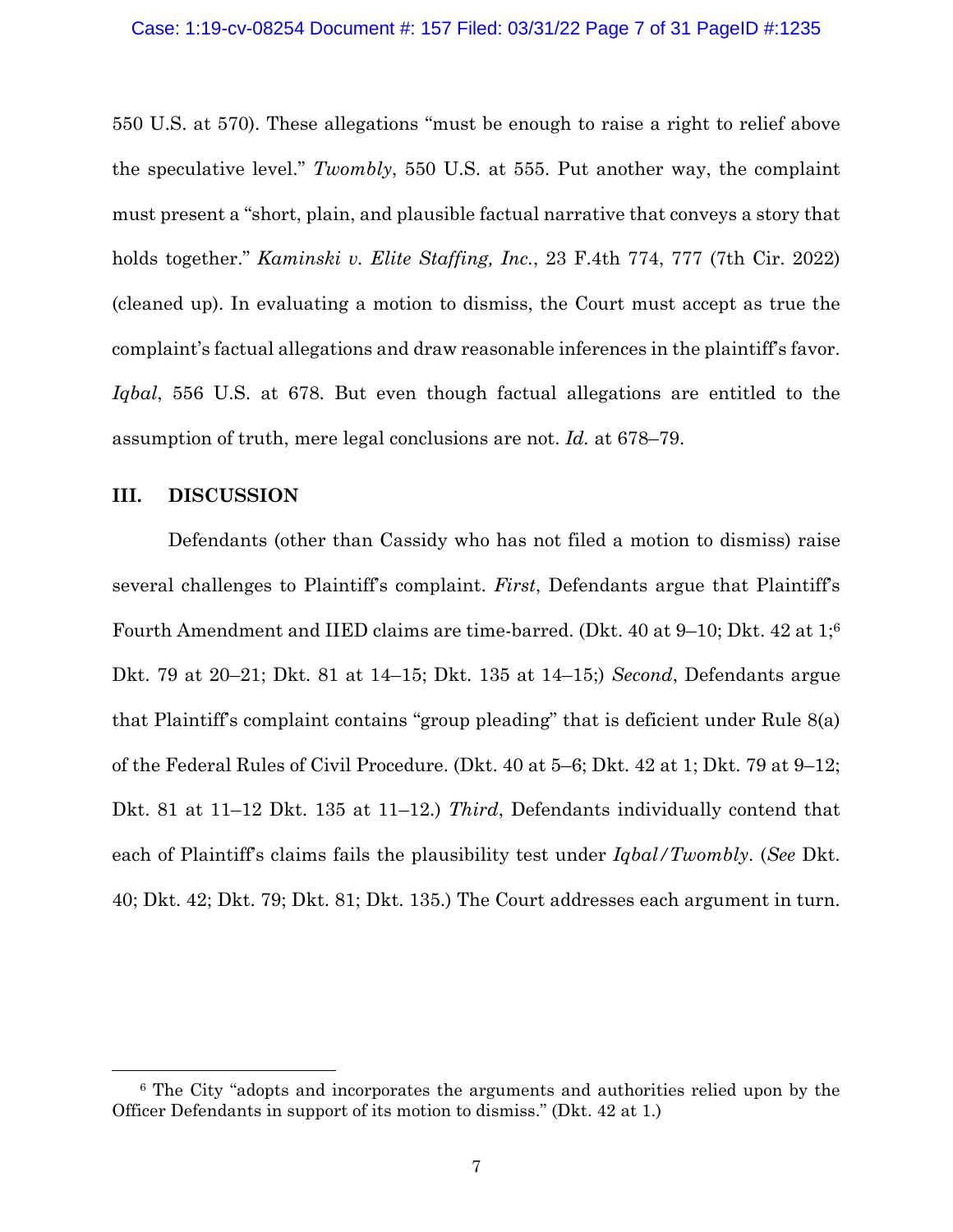550 U.S. at 570). These allegations "must be enough to raise a right to relief above the speculative level." *Twombly*, 550 U.S. at 555. Put another way, the complaint must present a "short, plain, and plausible factual narrative that conveys a story that holds together." *Kaminski v. Elite Staffing, Inc.*, 23 F.4th 774, 777 (7th Cir. 2022) (cleaned up). In evaluating a motion to dismiss, the Court must accept as true the complaint's factual allegations and draw reasonable inferences in the plaintiff's favor. *Iqbal*, 556 U.S. at 678. But even though factual allegations are entitled to the assumption of truth, mere legal conclusions are not. *Id.* at 678–79.

## III. DISCUSSION

Defendants (other than Cassidy who has not filed a motion to dismiss) raise several challenges to Plaintiff's complaint. *First*, Defendants argue that Plaintiff's Fourth Amendment and IIED claims are time-barred. (Dkt. 40 at 9–10; Dkt. 42 at 1;[6] Dkt. 79 at 20–21; Dkt. 81 at 14–15; Dkt. 135 at 14–15;) *Second*, Defendants argue that Plaintiff's complaint contains "group pleading" that is deficient under Rule 8(a) of the Federal Rules of Civil Procedure. (Dkt. 40 at 5–6; Dkt. 42 at 1; Dkt. 79 at 9–12; Dkt. 81 at 11–12 Dkt. 135 at 11–12.) *Third*, Defendants individually contend that each of Plaintiff's claims fails the plausibility test under *Iqbal/Twombly*. (*See* Dkt. 40; Dkt. 42; Dkt. 79; Dkt. 81; Dkt. 135.) The Court addresses each argument in turn.

---

[6] The City "adopts and incorporates the arguments and authorities relied upon by the Officer Defendants in support of its motion to dismiss." (Dkt. 42 at 1.)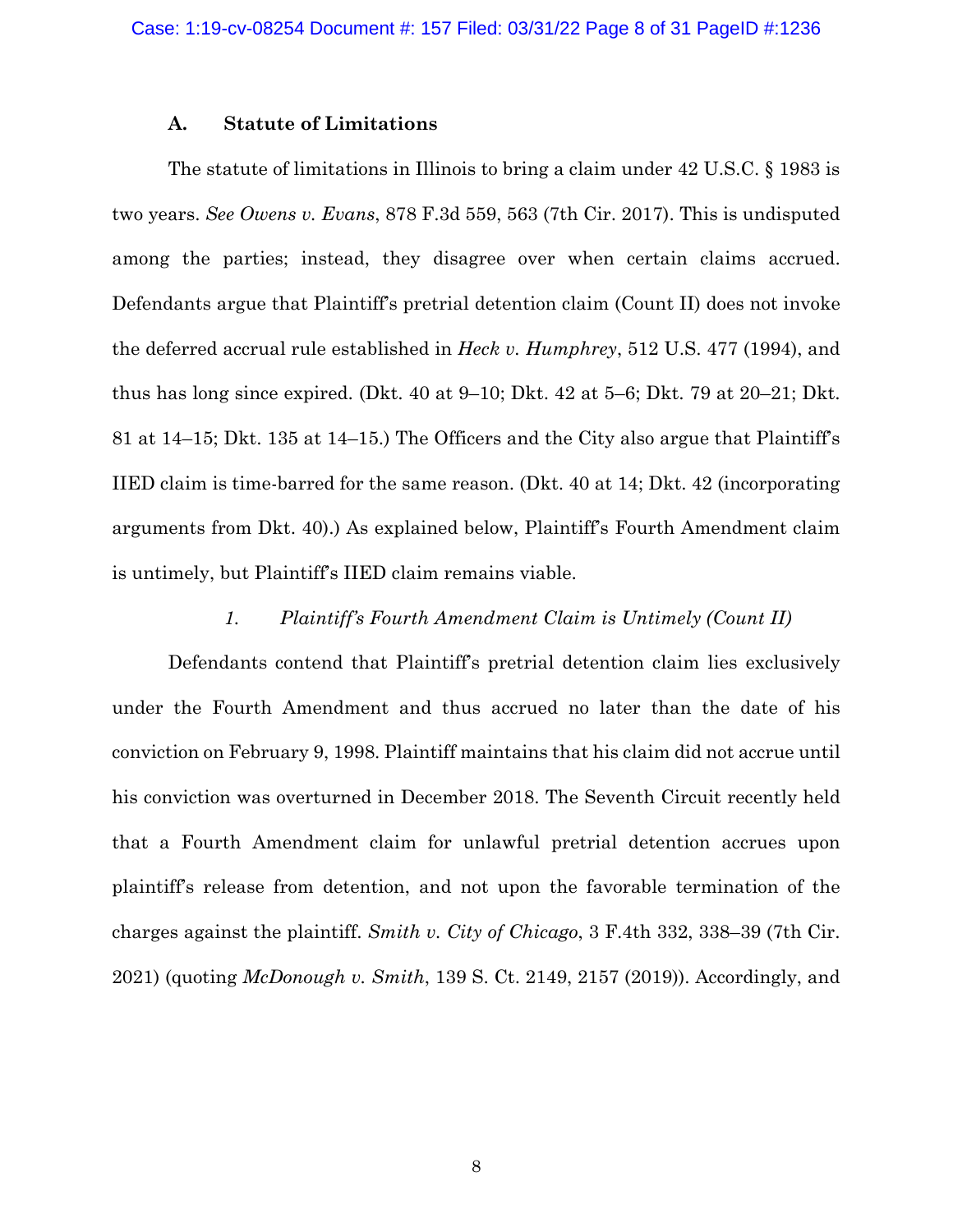### A. Statute of Limitations

The statute of limitations in Illinois to bring a claim under 42 U.S.C. § 1983 is two years. *See Owens v. Evans*, 878 F.3d 559, 563 (7th Cir. 2017). This is undisputed among the parties; instead, they disagree over when certain claims accrued. Defendants argue that Plaintiff's pretrial detention claim (Count II) does not invoke the deferred accrual rule established in *Heck v. Humphrey*, 512 U.S. 477 (1994), and thus has long since expired. (Dkt. 40 at 9–10; Dkt. 42 at 5–6; Dkt. 79 at 20–21; Dkt. 81 at 14–15; Dkt. 135 at 14–15.) The Officers and the City also argue that Plaintiff's IIED claim is time-barred for the same reason. (Dkt. 40 at 14; Dkt. 42 (incorporating arguments from Dkt. 40).) As explained below, Plaintiff's Fourth Amendment claim is untimely, but Plaintiff's IIED claim remains viable.

#### *1. Plaintiff's Fourth Amendment Claim is Untimely (Count II)*

Defendants contend that Plaintiff's pretrial detention claim lies exclusively under the Fourth Amendment and thus accrued no later than the date of his conviction on February 9, 1998. Plaintiff maintains that his claim did not accrue until his conviction was overturned in December 2018. The Seventh Circuit recently held that a Fourth Amendment claim for unlawful pretrial detention accrues upon plaintiff's release from detention, and not upon the favorable termination of the charges against the plaintiff. *Smith v. City of Chicago*, 3 F.4th 332, 338–39 (7th Cir. 2021) (quoting *McDonough v. Smith*, 139 S. Ct. 2149, 2157 (2019)). Accordingly, and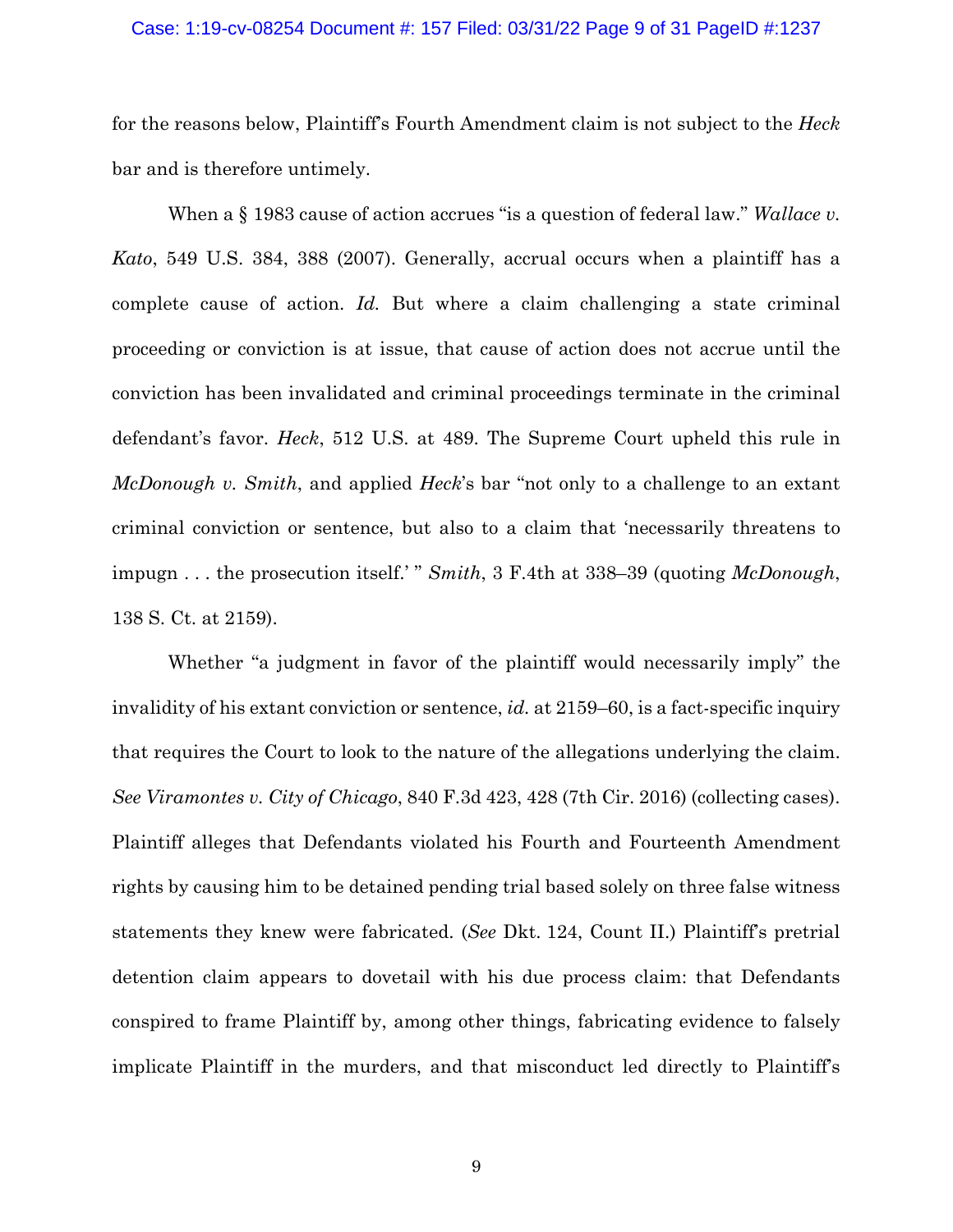for the reasons below, Plaintiff's Fourth Amendment claim is not subject to the *Heck* bar and is therefore untimely.

When a § 1983 cause of action accrues "is a question of federal law." *Wallace v. Kato*, 549 U.S. 384, 388 (2007). Generally, accrual occurs when a plaintiff has a complete cause of action. *Id.* But where a claim challenging a state criminal proceeding or conviction is at issue, that cause of action does not accrue until the conviction has been invalidated and criminal proceedings terminate in the criminal defendant's favor. *Heck*, 512 U.S. at 489. The Supreme Court upheld this rule in *McDonough v. Smith*, and applied *Heck*'s bar "not only to a challenge to an extant criminal conviction or sentence, but also to a claim that 'necessarily threatens to impugn . . . the prosecution itself.' " *Smith*, 3 F.4th at 338–39 (quoting *McDonough*, 138 S. Ct. at 2159).

Whether "a judgment in favor of the plaintiff would necessarily imply" the invalidity of his extant conviction or sentence, *id.* at 2159–60, is a fact-specific inquiry that requires the Court to look to the nature of the allegations underlying the claim. *See Viramontes v. City of Chicago*, 840 F.3d 423, 428 (7th Cir. 2016) (collecting cases). Plaintiff alleges that Defendants violated his Fourth and Fourteenth Amendment rights by causing him to be detained pending trial based solely on three false witness statements they knew were fabricated. (*See* Dkt. 124, Count II.) Plaintiff's pretrial detention claim appears to dovetail with his due process claim: that Defendants conspired to frame Plaintiff by, among other things, fabricating evidence to falsely implicate Plaintiff in the murders, and that misconduct led directly to Plaintiff's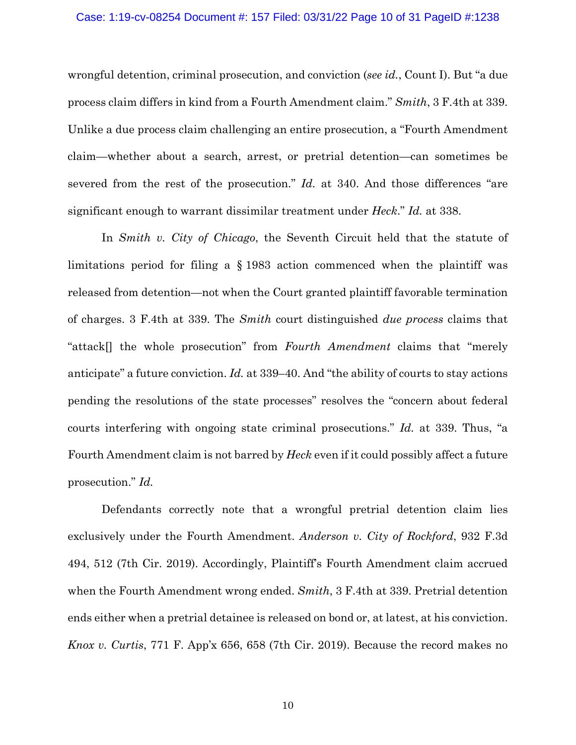wrongful detention, criminal prosecution, and conviction (*see id.*, Count I). But "a due process claim differs in kind from a Fourth Amendment claim." *Smith*, 3 F.4th at 339. Unlike a due process claim challenging an entire prosecution, a "Fourth Amendment claim—whether about a search, arrest, or pretrial detention—can sometimes be severed from the rest of the prosecution." *Id.* at 340. And those differences "are significant enough to warrant dissimilar treatment under *Heck*." *Id.* at 338.

In *Smith v. City of Chicago*, the Seventh Circuit held that the statute of limitations period for filing a § 1983 action commenced when the plaintiff was released from detention—not when the Court granted plaintiff favorable termination of charges. 3 F.4th at 339. The *Smith* court distinguished *due process* claims that "attack[] the whole prosecution" from *Fourth Amendment* claims that "merely anticipate" a future conviction. *Id.* at 339–40. And "the ability of courts to stay actions pending the resolutions of the state processes" resolves the "concern about federal courts interfering with ongoing state criminal prosecutions." *Id.* at 339. Thus, "a Fourth Amendment claim is not barred by *Heck* even if it could possibly affect a future prosecution." *Id.*

Defendants correctly note that a wrongful pretrial detention claim lies exclusively under the Fourth Amendment. *Anderson v. City of Rockford*, 932 F.3d 494, 512 (7th Cir. 2019). Accordingly, Plaintiff's Fourth Amendment claim accrued when the Fourth Amendment wrong ended. *Smith*, 3 F.4th at 339. Pretrial detention ends either when a pretrial detainee is released on bond or, at latest, at his conviction. *Knox v. Curtis*, 771 F. App'x 656, 658 (7th Cir. 2019). Because the record makes no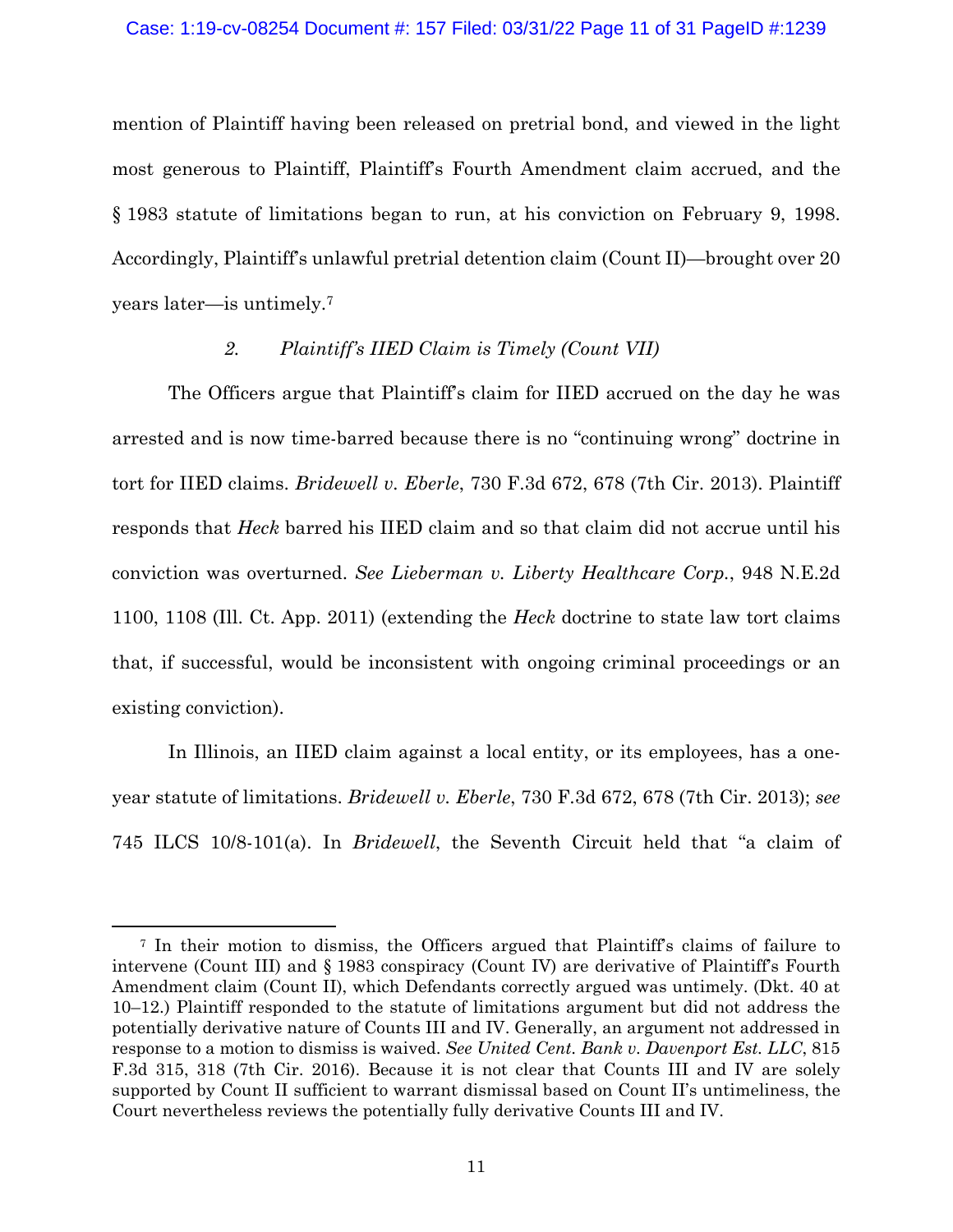mention of Plaintiff having been released on pretrial bond, and viewed in the light most generous to Plaintiff, Plaintiff's Fourth Amendment claim accrued, and the § 1983 statute of limitations began to run, at his conviction on February 9, 1998. Accordingly, Plaintiff's unlawful pretrial detention claim (Count II)—brought over 20 years later—is untimely.[7]

### *2. Plaintiff's IIED Claim is Timely (Count VII)*

The Officers argue that Plaintiff's claim for IIED accrued on the day he was arrested and is now time-barred because there is no "continuing wrong" doctrine in tort for IIED claims. *Bridewell v. Eberle*, 730 F.3d 672, 678 (7th Cir. 2013). Plaintiff responds that *Heck* barred his IIED claim and so that claim did not accrue until his conviction was overturned. *See Lieberman v. Liberty Healthcare Corp.*, 948 N.E.2d 1100, 1108 (Ill. Ct. App. 2011) (extending the *Heck* doctrine to state law tort claims that, if successful, would be inconsistent with ongoing criminal proceedings or an existing conviction).

In Illinois, an IIED claim against a local entity, or its employees, has a one-year statute of limitations. *Bridewell v. Eberle*, 730 F.3d 672, 678 (7th Cir. 2013); *see* 745 ILCS 10/8-101(a). In *Bridewell*, the Seventh Circuit held that "a claim of

---

[7] In their motion to dismiss, the Officers argued that Plaintiff's claims of failure to intervene (Count III) and § 1983 conspiracy (Count IV) are derivative of Plaintiff's Fourth Amendment claim (Count II), which Defendants correctly argued was untimely. (Dkt. 40 at 10–12.) Plaintiff responded to the statute of limitations argument but did not address the potentially derivative nature of Counts III and IV. Generally, an argument not addressed in response to a motion to dismiss is waived. *See United Cent. Bank v. Davenport Est. LLC*, 815 F.3d 315, 318 (7th Cir. 2016). Because it is not clear that Counts III and IV are solely supported by Count II sufficient to warrant dismissal based on Count II's untimeliness, the Court nevertheless reviews the potentially fully derivative Counts III and IV.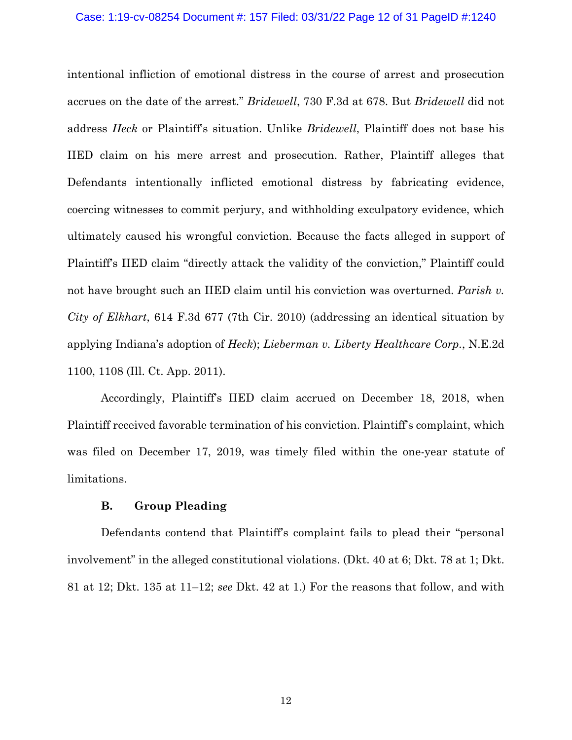intentional infliction of emotional distress in the course of arrest and prosecution accrues on the date of the arrest." *Bridewell*, 730 F.3d at 678. But *Bridewell* did not address *Heck* or Plaintiff's situation. Unlike *Bridewell*, Plaintiff does not base his IIED claim on his mere arrest and prosecution. Rather, Plaintiff alleges that Defendants intentionally inflicted emotional distress by fabricating evidence, coercing witnesses to commit perjury, and withholding exculpatory evidence, which ultimately caused his wrongful conviction. Because the facts alleged in support of Plaintiff's IIED claim "directly attack the validity of the conviction," Plaintiff could not have brought such an IIED claim until his conviction was overturned. *Parish v. City of Elkhart*, 614 F.3d 677 (7th Cir. 2010) (addressing an identical situation by applying Indiana's adoption of *Heck*); *Lieberman v. Liberty Healthcare Corp.*, N.E.2d 1100, 1108 (Ill. Ct. App. 2011).

Accordingly, Plaintiff's IIED claim accrued on December 18, 2018, when Plaintiff received favorable termination of his conviction. Plaintiff's complaint, which was filed on December 17, 2019, was timely filed within the one-year statute of limitations.

### B. Group Pleading

Defendants contend that Plaintiff's complaint fails to plead their "personal involvement" in the alleged constitutional violations. (Dkt. 40 at 6; Dkt. 78 at 1; Dkt. 81 at 12; Dkt. 135 at 11–12; *see* Dkt. 42 at 1.) For the reasons that follow, and with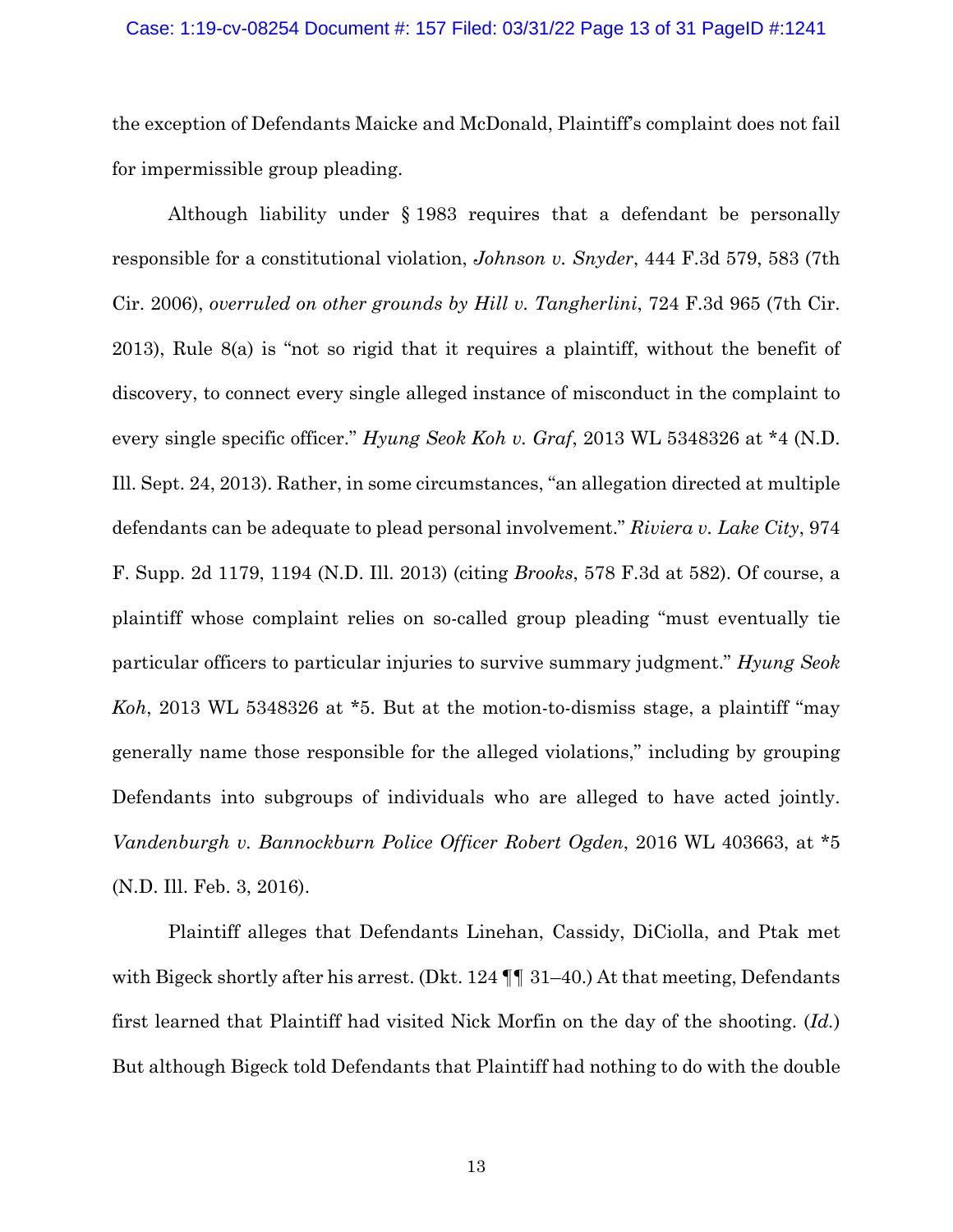the exception of Defendants Maicke and McDonald, Plaintiff's complaint does not fail for impermissible group pleading.

Although liability under § 1983 requires that a defendant be personally responsible for a constitutional violation, *Johnson v. Snyder*, 444 F.3d 579, 583 (7th Cir. 2006), *overruled on other grounds by Hill v. Tangherlini*, 724 F.3d 965 (7th Cir. 2013), Rule 8(a) is "not so rigid that it requires a plaintiff, without the benefit of discovery, to connect every single alleged instance of misconduct in the complaint to every single specific officer." *Hyung Seok Koh v. Graf*, 2013 WL 5348326 at \*4 (N.D. Ill. Sept. 24, 2013). Rather, in some circumstances, "an allegation directed at multiple defendants can be adequate to plead personal involvement." *Riviera v. Lake City*, 974 F. Supp. 2d 1179, 1194 (N.D. Ill. 2013) (citing *Brooks*, 578 F.3d at 582). Of course, a plaintiff whose complaint relies on so-called group pleading "must eventually tie particular officers to particular injuries to survive summary judgment." *Hyung Seok Koh*, 2013 WL 5348326 at \*5. But at the motion-to-dismiss stage, a plaintiff "may generally name those responsible for the alleged violations," including by grouping Defendants into subgroups of individuals who are alleged to have acted jointly. *Vandenburgh v. Bannockburn Police Officer Robert Ogden*, 2016 WL 403663, at \*5 (N.D. Ill. Feb. 3, 2016).

Plaintiff alleges that Defendants Linehan, Cassidy, DiCiolla, and Ptak met with Bigeck shortly after his arrest. (Dkt. 124 ¶¶ 31–40.) At that meeting, Defendants first learned that Plaintiff had visited Nick Morfin on the day of the shooting. (*Id.*) But although Bigeck told Defendants that Plaintiff had nothing to do with the double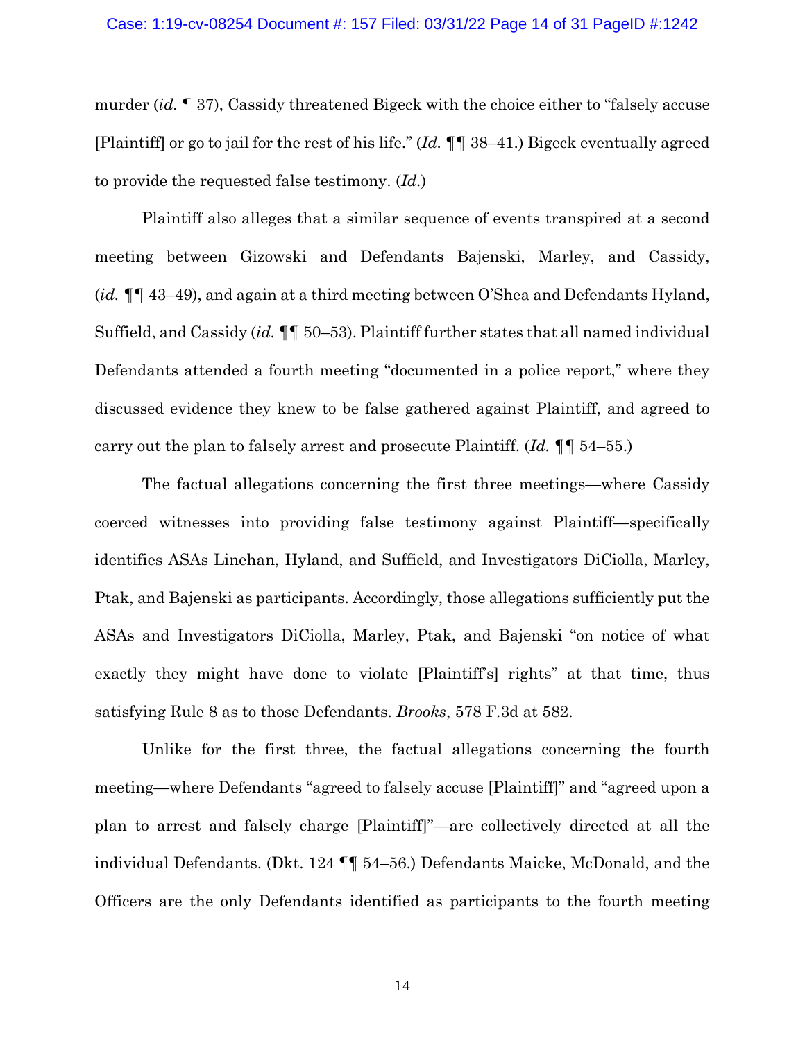murder (*id.* ¶ 37), Cassidy threatened Bigeck with the choice either to "falsely accuse [Plaintiff] or go to jail for the rest of his life." (*Id.* ¶¶ 38–41.) Bigeck eventually agreed to provide the requested false testimony. (*Id.*)

Plaintiff also alleges that a similar sequence of events transpired at a second meeting between Gizowski and Defendants Bajenski, Marley, and Cassidy, (*id.* ¶¶ 43–49), and again at a third meeting between O'Shea and Defendants Hyland, Suffield, and Cassidy (*id.* ¶¶ 50–53). Plaintiff further states that all named individual Defendants attended a fourth meeting "documented in a police report," where they discussed evidence they knew to be false gathered against Plaintiff, and agreed to carry out the plan to falsely arrest and prosecute Plaintiff. (*Id.* ¶¶ 54–55.)

The factual allegations concerning the first three meetings—where Cassidy coerced witnesses into providing false testimony against Plaintiff—specifically identifies ASAs Linehan, Hyland, and Suffield, and Investigators DiCiolla, Marley, Ptak, and Bajenski as participants. Accordingly, those allegations sufficiently put the ASAs and Investigators DiCiolla, Marley, Ptak, and Bajenski "on notice of what exactly they might have done to violate [Plaintiff's] rights" at that time, thus satisfying Rule 8 as to those Defendants. *Brooks*, 578 F.3d at 582.

Unlike for the first three, the factual allegations concerning the fourth meeting—where Defendants "agreed to falsely accuse [Plaintiff]" and "agreed upon a plan to arrest and falsely charge [Plaintiff]"—are collectively directed at all the individual Defendants. (Dkt. 124 ¶¶ 54–56.) Defendants Maicke, McDonald, and the Officers are the only Defendants identified as participants to the fourth meeting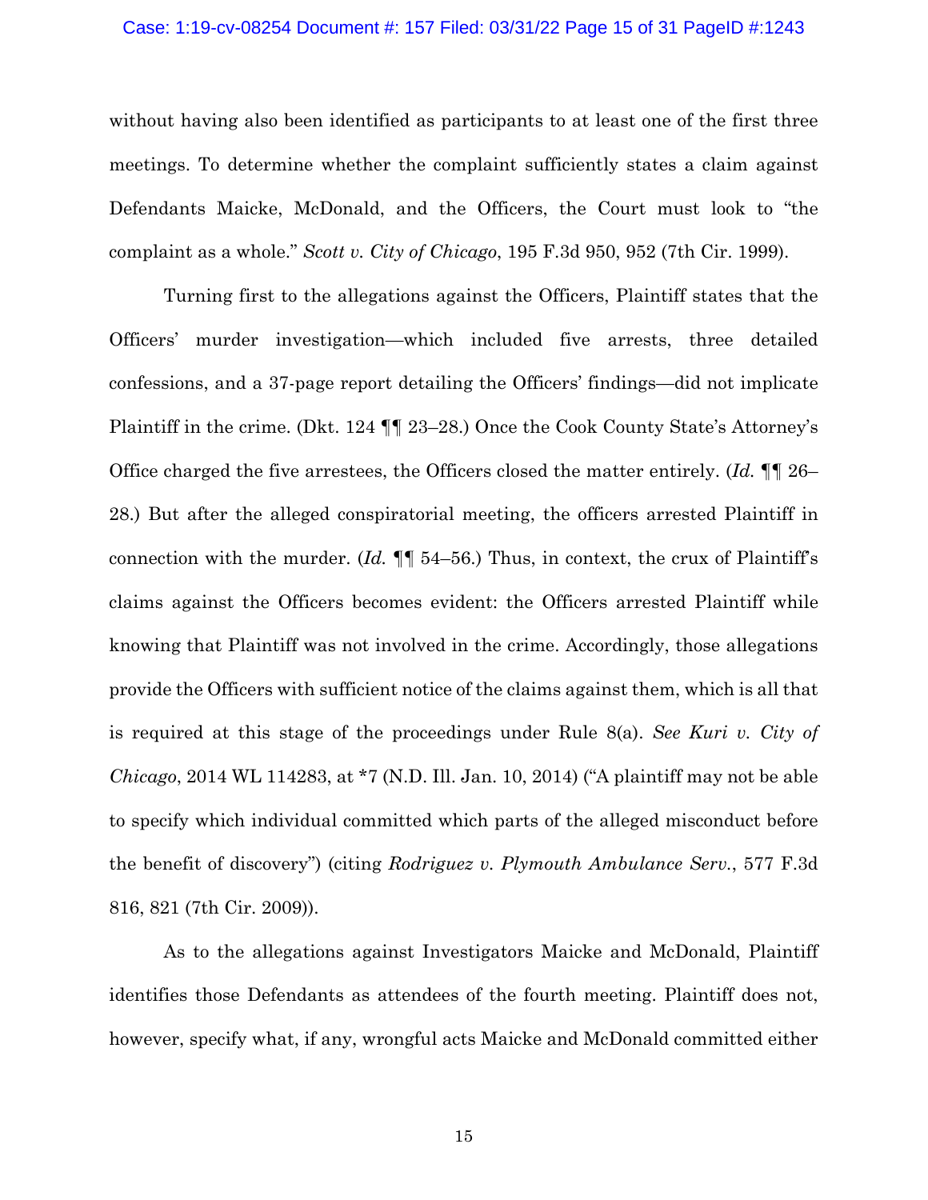without having also been identified as participants to at least one of the first three meetings. To determine whether the complaint sufficiently states a claim against Defendants Maicke, McDonald, and the Officers, the Court must look to "the complaint as a whole." *Scott v. City of Chicago*, 195 F.3d 950, 952 (7th Cir. 1999).

Turning first to the allegations against the Officers, Plaintiff states that the Officers' murder investigation—which included five arrests, three detailed confessions, and a 37-page report detailing the Officers' findings—did not implicate Plaintiff in the crime. (Dkt. 124 ¶¶ 23–28.) Once the Cook County State's Attorney's Office charged the five arrestees, the Officers closed the matter entirely. (*Id.* ¶¶ 26–28.) But after the alleged conspiratorial meeting, the officers arrested Plaintiff in connection with the murder. (*Id.* ¶¶ 54–56.) Thus, in context, the crux of Plaintiff's claims against the Officers becomes evident: the Officers arrested Plaintiff while knowing that Plaintiff was not involved in the crime. Accordingly, those allegations provide the Officers with sufficient notice of the claims against them, which is all that is required at this stage of the proceedings under Rule 8(a). *See Kuri v. City of Chicago*, 2014 WL 114283, at *7 (N.D. Ill. Jan. 10, 2014) ("A plaintiff may not be able to specify which individual committed which parts of the alleged misconduct before the benefit of discovery") (citing *Rodriguez v. Plymouth Ambulance Serv.*, 577 F.3d 816, 821 (7th Cir. 2009)).

As to the allegations against Investigators Maicke and McDonald, Plaintiff identifies those Defendants as attendees of the fourth meeting. Plaintiff does not, however, specify what, if any, wrongful acts Maicke and McDonald committed either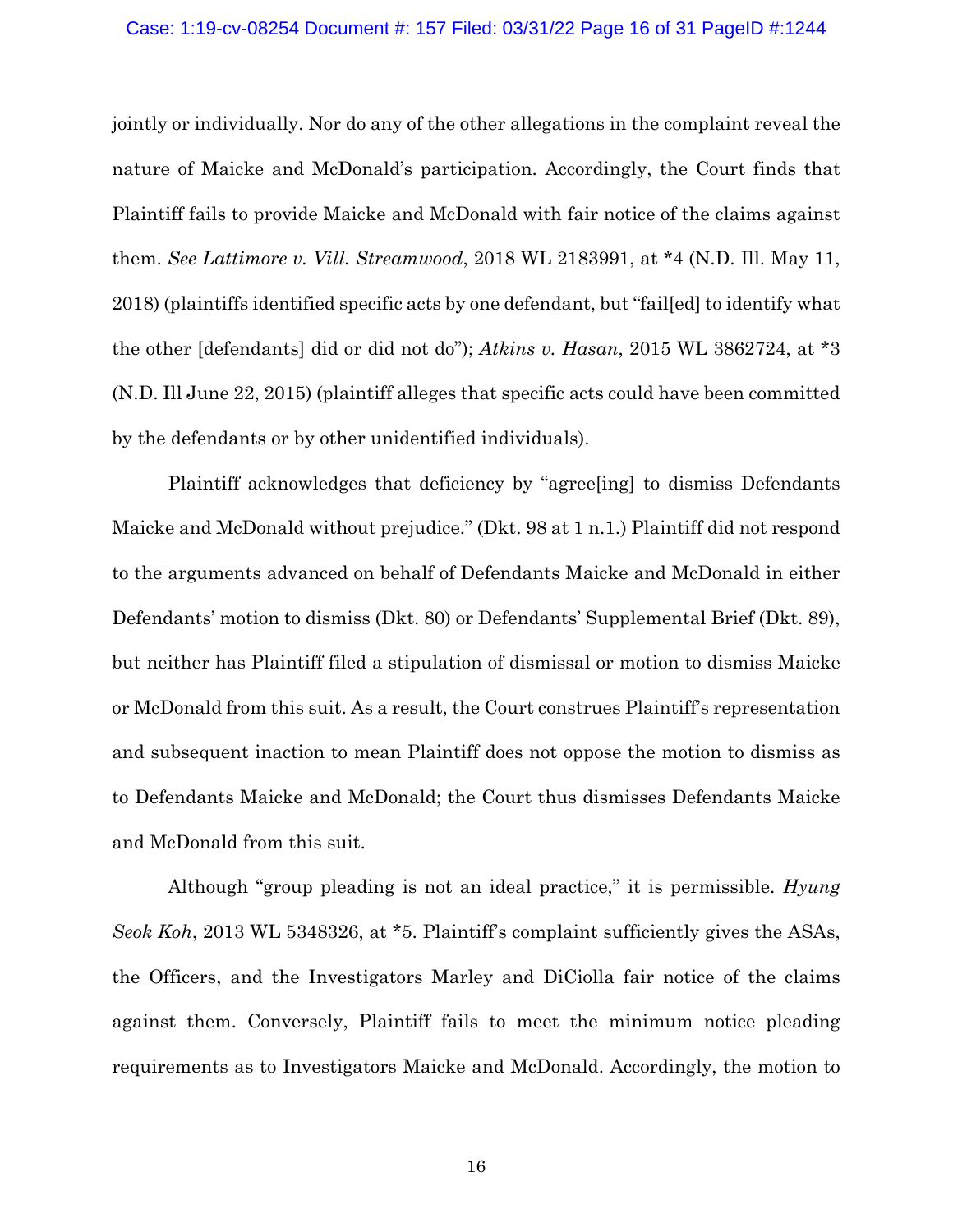jointly or individually. Nor do any of the other allegations in the complaint reveal the nature of Maicke and McDonald's participation. Accordingly, the Court finds that Plaintiff fails to provide Maicke and McDonald with fair notice of the claims against them. *See Lattimore v. Vill. Streamwood*, 2018 WL 2183991, at *4 (N.D. Ill. May 11, 2018) (plaintiffs identified specific acts by one defendant, but "fail[ed] to identify what the other [defendants] did or did not do"); *Atkins v. Hasan*, 2015 WL 3862724, at *3 (N.D. Ill June 22, 2015) (plaintiff alleges that specific acts could have been committed by the defendants or by other unidentified individuals).

Plaintiff acknowledges that deficiency by "agree[ing] to dismiss Defendants Maicke and McDonald without prejudice." (Dkt. 98 at 1 n.1.) Plaintiff did not respond to the arguments advanced on behalf of Defendants Maicke and McDonald in either Defendants' motion to dismiss (Dkt. 80) or Defendants' Supplemental Brief (Dkt. 89), but neither has Plaintiff filed a stipulation of dismissal or motion to dismiss Maicke or McDonald from this suit. As a result, the Court construes Plaintiff's representation and subsequent inaction to mean Plaintiff does not oppose the motion to dismiss as to Defendants Maicke and McDonald; the Court thus dismisses Defendants Maicke and McDonald from this suit.

Although "group pleading is not an ideal practice," it is permissible. *Hyung Seok Koh*, 2013 WL 5348326, at *5. Plaintiff's complaint sufficiently gives the ASAs, the Officers, and the Investigators Marley and DiCiolla fair notice of the claims against them. Conversely, Plaintiff fails to meet the minimum notice pleading requirements as to Investigators Maicke and McDonald. Accordingly, the motion to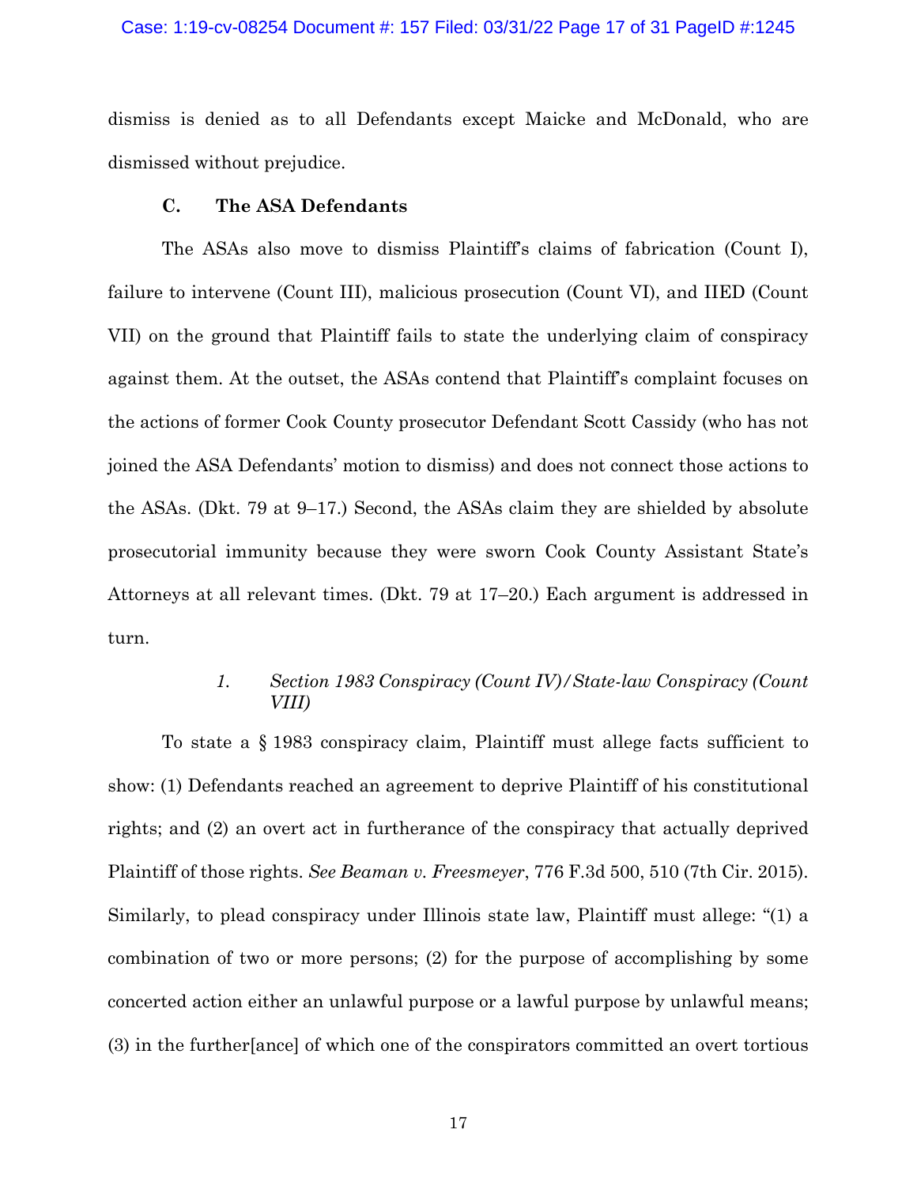dismiss is denied as to all Defendants except Maicke and McDonald, who are dismissed without prejudice.

### C. The ASA Defendants

The ASAs also move to dismiss Plaintiff's claims of fabrication (Count I), failure to intervene (Count III), malicious prosecution (Count VI), and IIED (Count VII) on the ground that Plaintiff fails to state the underlying claim of conspiracy against them. At the outset, the ASAs contend that Plaintiff's complaint focuses on the actions of former Cook County prosecutor Defendant Scott Cassidy (who has not joined the ASA Defendants' motion to dismiss) and does not connect those actions to the ASAs. (Dkt. 79 at 9–17.) Second, the ASAs claim they are shielded by absolute prosecutorial immunity because they were sworn Cook County Assistant State's Attorneys at all relevant times. (Dkt. 79 at 17–20.) Each argument is addressed in turn.

#### *1. Section 1983 Conspiracy (Count IV)/State-law Conspiracy (Count VIII)*

To state a § 1983 conspiracy claim, Plaintiff must allege facts sufficient to show: (1) Defendants reached an agreement to deprive Plaintiff of his constitutional rights; and (2) an overt act in furtherance of the conspiracy that actually deprived Plaintiff of those rights. *See Beaman v. Freesmeyer*, 776 F.3d 500, 510 (7th Cir. 2015). Similarly, to plead conspiracy under Illinois state law, Plaintiff must allege: "(1) a combination of two or more persons; (2) for the purpose of accomplishing by some concerted action either an unlawful purpose or a lawful purpose by unlawful means; (3) in the further[ance] of which one of the conspirators committed an overt tortious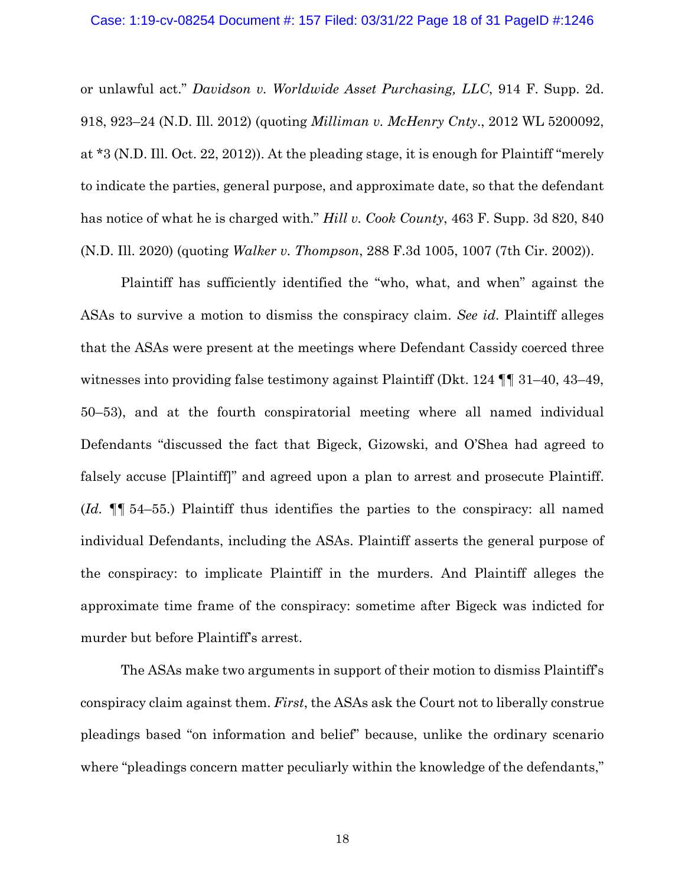or unlawful act." *Davidson v. Worldwide Asset Purchasing, LLC*, 914 F. Supp. 2d. 918, 923–24 (N.D. Ill. 2012) (quoting *Milliman v. McHenry Cnty*., 2012 WL 5200092, at *3 (N.D. Ill. Oct. 22, 2012)). At the pleading stage, it is enough for Plaintiff "merely to indicate the parties, general purpose, and approximate date, so that the defendant has notice of what he is charged with." *Hill v. Cook County*, 463 F. Supp. 3d 820, 840 (N.D. Ill. 2020) (quoting *Walker v. Thompson*, 288 F.3d 1005, 1007 (7th Cir. 2002)).

Plaintiff has sufficiently identified the "who, what, and when" against the ASAs to survive a motion to dismiss the conspiracy claim. *See id*. Plaintiff alleges that the ASAs were present at the meetings where Defendant Cassidy coerced three witnesses into providing false testimony against Plaintiff (Dkt. 124 ¶¶ 31–40, 43–49, 50–53), and at the fourth conspiratorial meeting where all named individual Defendants "discussed the fact that Bigeck, Gizowski, and O'Shea had agreed to falsely accuse [Plaintiff]" and agreed upon a plan to arrest and prosecute Plaintiff. (*Id.* ¶¶ 54–55.) Plaintiff thus identifies the parties to the conspiracy: all named individual Defendants, including the ASAs. Plaintiff asserts the general purpose of the conspiracy: to implicate Plaintiff in the murders. And Plaintiff alleges the approximate time frame of the conspiracy: sometime after Bigeck was indicted for murder but before Plaintiff's arrest.

The ASAs make two arguments in support of their motion to dismiss Plaintiff's conspiracy claim against them. *First*, the ASAs ask the Court not to liberally construe pleadings based "on information and belief" because, unlike the ordinary scenario where "pleadings concern matter peculiarly within the knowledge of the defendants,"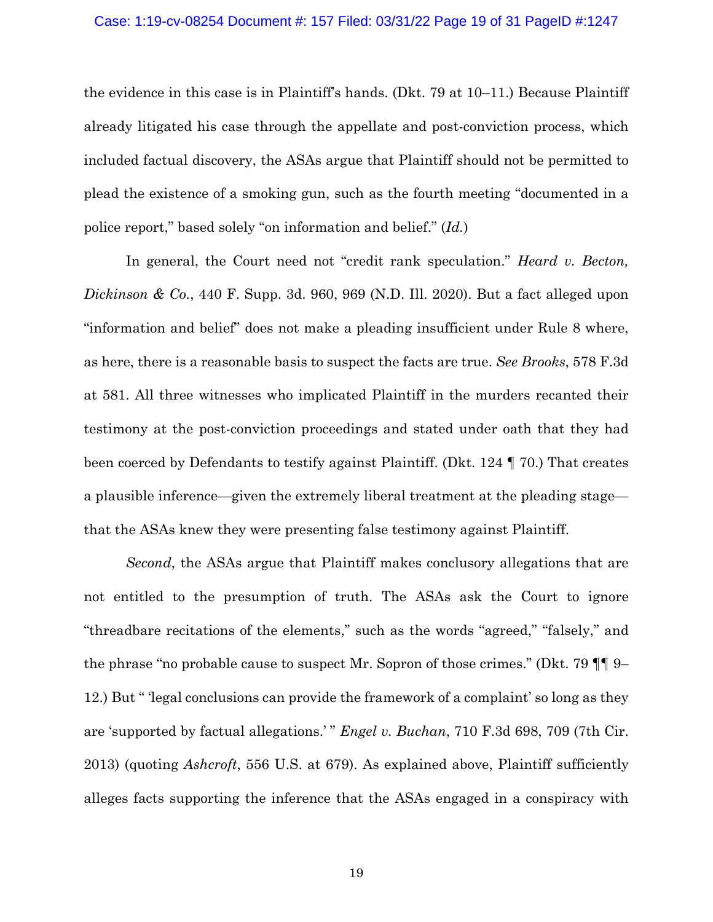the evidence in this case is in Plaintiff's hands. (Dkt. 79 at 10–11.) Because Plaintiff already litigated his case through the appellate and post-conviction process, which included factual discovery, the ASAs argue that Plaintiff should not be permitted to plead the existence of a smoking gun, such as the fourth meeting "documented in a police report," based solely "on information and belief." (*Id.*)

In general, the Court need not "credit rank speculation." *Heard v. Becton, Dickinson & Co.*, 440 F. Supp. 3d. 960, 969 (N.D. Ill. 2020). But a fact alleged upon "information and belief" does not make a pleading insufficient under Rule 8 where, as here, there is a reasonable basis to suspect the facts are true. *See Brooks*, 578 F.3d at 581. All three witnesses who implicated Plaintiff in the murders recanted their testimony at the post-conviction proceedings and stated under oath that they had been coerced by Defendants to testify against Plaintiff. (Dkt. 124 ¶ 70.) That creates a plausible inference—given the extremely liberal treatment at the pleading stage—that the ASAs knew they were presenting false testimony against Plaintiff.

*Second*, the ASAs argue that Plaintiff makes conclusory allegations that are not entitled to the presumption of truth. The ASAs ask the Court to ignore "threadbare recitations of the elements," such as the words "agreed," "falsely," and the phrase "no probable cause to suspect Mr. Sopron of those crimes." (Dkt. 79 ¶¶ 9–12.) But " 'legal conclusions can provide the framework of a complaint' so long as they are 'supported by factual allegations.' " *Engel v. Buchan*, 710 F.3d 698, 709 (7th Cir. 2013) (quoting *Ashcroft*, 556 U.S. at 679). As explained above, Plaintiff sufficiently alleges facts supporting the inference that the ASAs engaged in a conspiracy with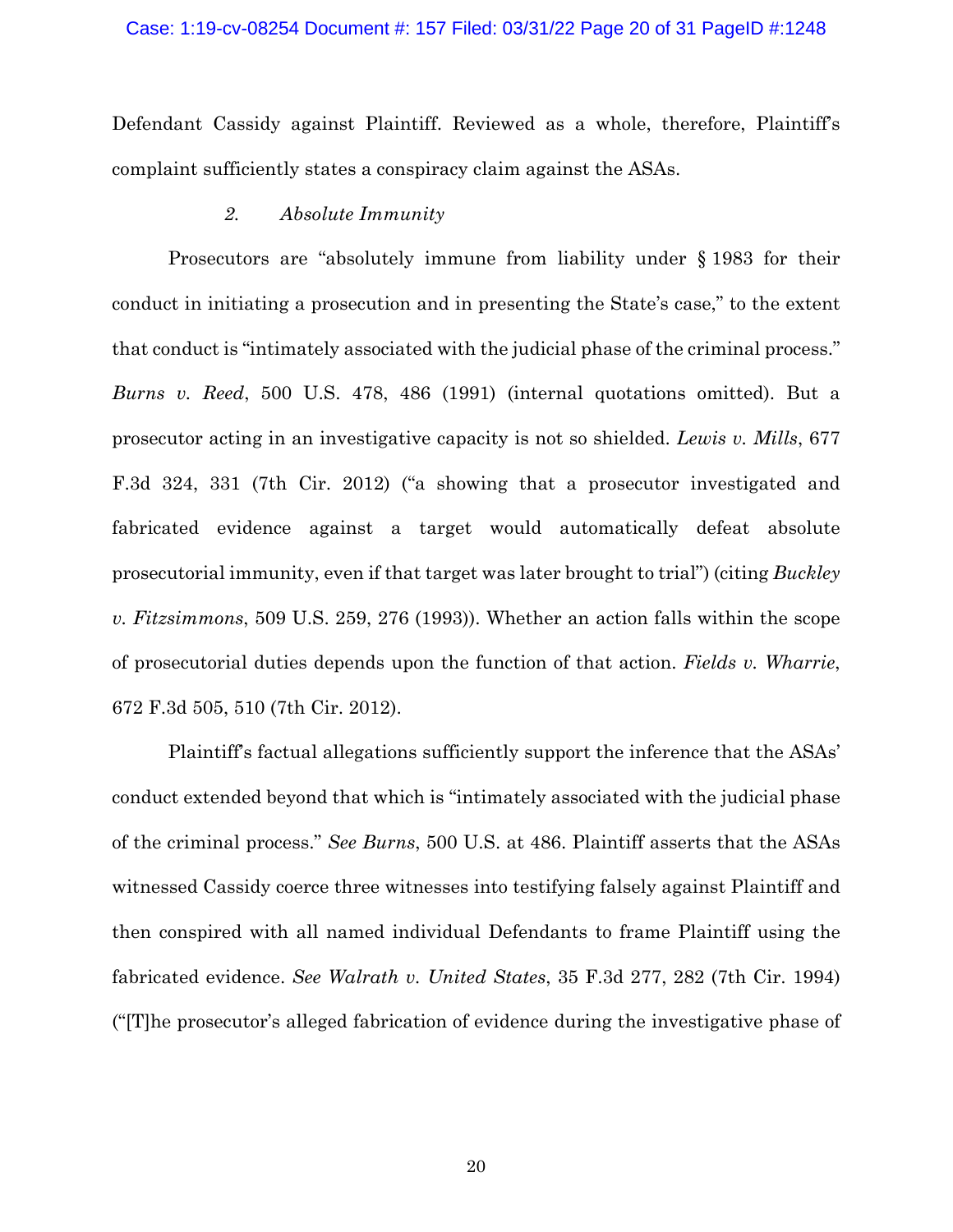Defendant Cassidy against Plaintiff. Reviewed as a whole, therefore, Plaintiff's complaint sufficiently states a conspiracy claim against the ASAs.

### 2. *Absolute Immunity*

Prosecutors are "absolutely immune from liability under § 1983 for their conduct in initiating a prosecution and in presenting the State's case," to the extent that conduct is "intimately associated with the judicial phase of the criminal process." *Burns v. Reed*, 500 U.S. 478, 486 (1991) (internal quotations omitted). But a prosecutor acting in an investigative capacity is not so shielded. *Lewis v. Mills*, 677 F.3d 324, 331 (7th Cir. 2012) ("a showing that a prosecutor investigated and fabricated evidence against a target would automatically defeat absolute prosecutorial immunity, even if that target was later brought to trial") (citing *Buckley v. Fitzsimmons*, 509 U.S. 259, 276 (1993)). Whether an action falls within the scope of prosecutorial duties depends upon the function of that action. *Fields v. Wharrie*, 672 F.3d 505, 510 (7th Cir. 2012).

Plaintiff's factual allegations sufficiently support the inference that the ASAs' conduct extended beyond that which is "intimately associated with the judicial phase of the criminal process." *See Burns*, 500 U.S. at 486. Plaintiff asserts that the ASAs witnessed Cassidy coerce three witnesses into testifying falsely against Plaintiff and then conspired with all named individual Defendants to frame Plaintiff using the fabricated evidence. *See Walrath v. United States*, 35 F.3d 277, 282 (7th Cir. 1994) ("[T]he prosecutor's alleged fabrication of evidence during the investigative phase of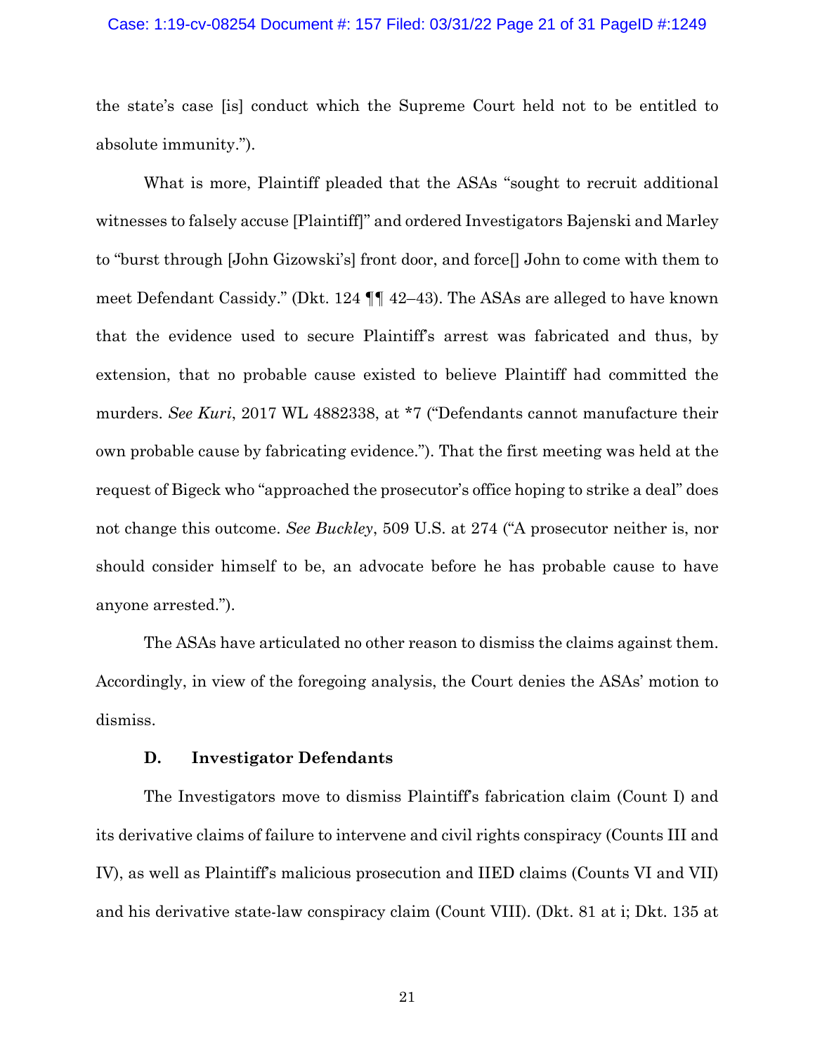the state's case [is] conduct which the Supreme Court held not to be entitled to absolute immunity.").

What is more, Plaintiff pleaded that the ASAs "sought to recruit additional witnesses to falsely accuse [Plaintiff]" and ordered Investigators Bajenski and Marley to "burst through [John Gizowski's] front door, and force[] John to come with them to meet Defendant Cassidy." (Dkt. 124 ¶¶ 42–43). The ASAs are alleged to have known that the evidence used to secure Plaintiff's arrest was fabricated and thus, by extension, that no probable cause existed to believe Plaintiff had committed the murders. *See Kuri*, 2017 WL 4882338, at *7 ("Defendants cannot manufacture their own probable cause by fabricating evidence."). That the first meeting was held at the request of Bigeck who "approached the prosecutor's office hoping to strike a deal" does not change this outcome. *See Buckley*, 509 U.S. at 274 ("A prosecutor neither is, nor should consider himself to be, an advocate before he has probable cause to have anyone arrested.").

The ASAs have articulated no other reason to dismiss the claims against them. Accordingly, in view of the foregoing analysis, the Court denies the ASAs' motion to dismiss.

### D. Investigator Defendants

The Investigators move to dismiss Plaintiff's fabrication claim (Count I) and its derivative claims of failure to intervene and civil rights conspiracy (Counts III and IV), as well as Plaintiff's malicious prosecution and IIED claims (Counts VI and VII) and his derivative state-law conspiracy claim (Count VIII). (Dkt. 81 at i; Dkt. 135 at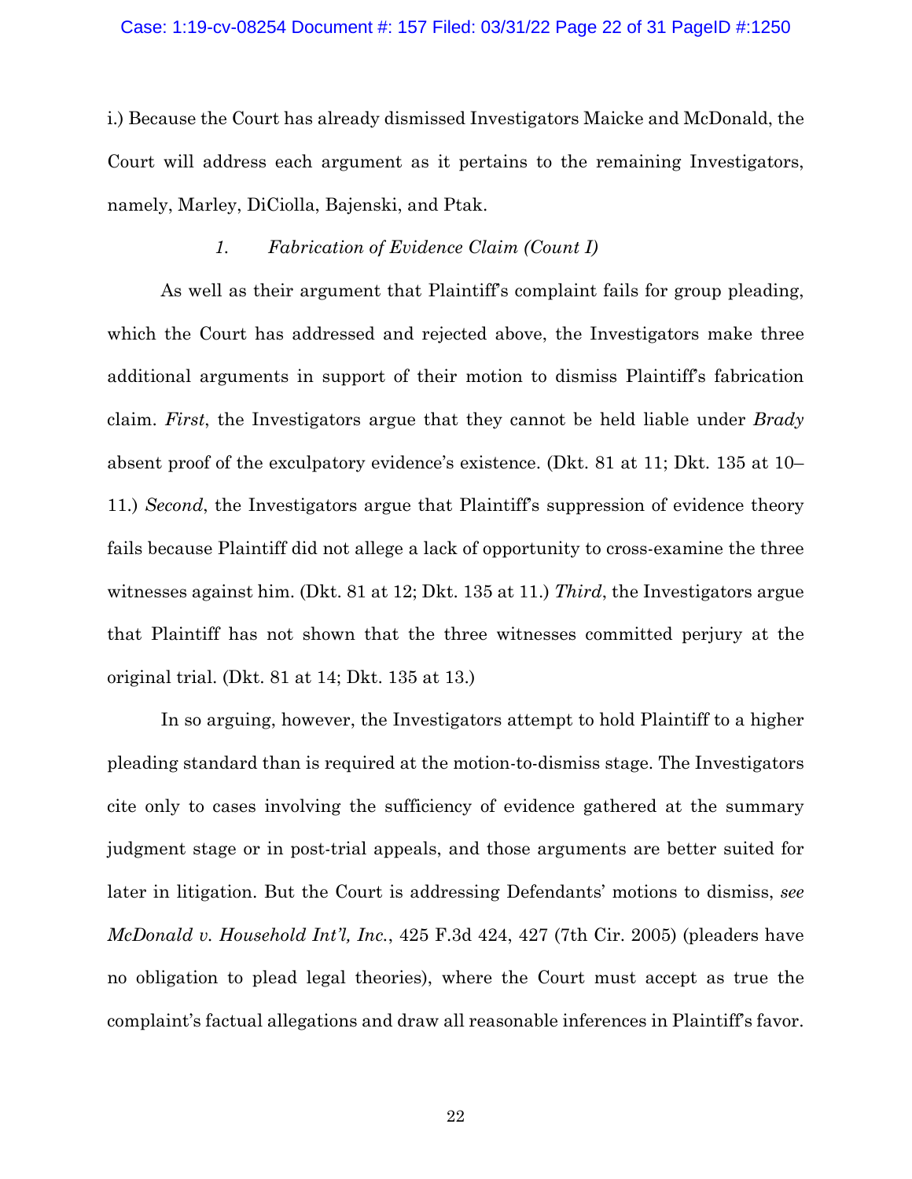i.) Because the Court has already dismissed Investigators Maicke and McDonald, the Court will address each argument as it pertains to the remaining Investigators, namely, Marley, DiCiolla, Bajenski, and Ptak.

### *1. Fabrication of Evidence Claim (Count I)*

As well as their argument that Plaintiff's complaint fails for group pleading, which the Court has addressed and rejected above, the Investigators make three additional arguments in support of their motion to dismiss Plaintiff's fabrication claim. *First*, the Investigators argue that they cannot be held liable under *Brady* absent proof of the exculpatory evidence's existence. (Dkt. 81 at 11; Dkt. 135 at 10–11.) *Second*, the Investigators argue that Plaintiff's suppression of evidence theory fails because Plaintiff did not allege a lack of opportunity to cross-examine the three witnesses against him. (Dkt. 81 at 12; Dkt. 135 at 11.) *Third*, the Investigators argue that Plaintiff has not shown that the three witnesses committed perjury at the original trial. (Dkt. 81 at 14; Dkt. 135 at 13.)

In so arguing, however, the Investigators attempt to hold Plaintiff to a higher pleading standard than is required at the motion-to-dismiss stage. The Investigators cite only to cases involving the sufficiency of evidence gathered at the summary judgment stage or in post-trial appeals, and those arguments are better suited for later in litigation. But the Court is addressing Defendants' motions to dismiss, *see McDonald v. Household Int'l, Inc.*, 425 F.3d 424, 427 (7th Cir. 2005) (pleaders have no obligation to plead legal theories), where the Court must accept as true the complaint's factual allegations and draw all reasonable inferences in Plaintiff's favor.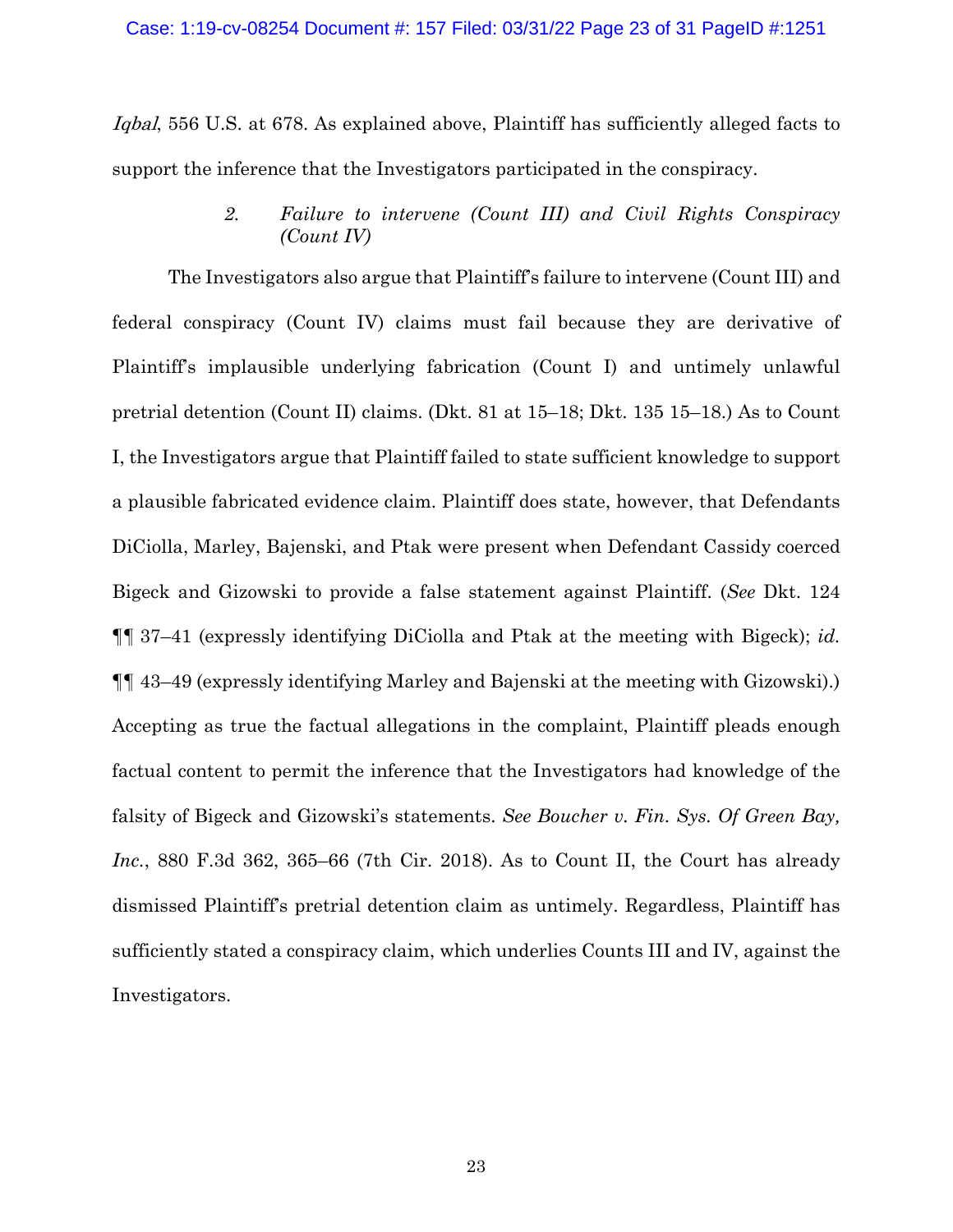*Iqbal*, 556 U.S. at 678. As explained above, Plaintiff has sufficiently alleged facts to support the inference that the Investigators participated in the conspiracy.

#### 2. *Failure to intervene (Count III) and Civil Rights Conspiracy (Count IV)*

The Investigators also argue that Plaintiff's failure to intervene (Count III) and federal conspiracy (Count IV) claims must fail because they are derivative of Plaintiff's implausible underlying fabrication (Count I) and untimely unlawful pretrial detention (Count II) claims. (Dkt. 81 at 15–18; Dkt. 135 15–18.) As to Count I, the Investigators argue that Plaintiff failed to state sufficient knowledge to support a plausible fabricated evidence claim. Plaintiff does state, however, that Defendants DiCiolla, Marley, Bajenski, and Ptak were present when Defendant Cassidy coerced Bigeck and Gizowski to provide a false statement against Plaintiff. (*See* Dkt. 124 ¶¶ 37–41 (expressly identifying DiCiolla and Ptak at the meeting with Bigeck); *id.* ¶¶ 43–49 (expressly identifying Marley and Bajenski at the meeting with Gizowski).) Accepting as true the factual allegations in the complaint, Plaintiff pleads enough factual content to permit the inference that the Investigators had knowledge of the falsity of Bigeck and Gizowski's statements. *See Boucher v. Fin. Sys. Of Green Bay, Inc.*, 880 F.3d 362, 365–66 (7th Cir. 2018). As to Count II, the Court has already dismissed Plaintiff's pretrial detention claim as untimely. Regardless, Plaintiff has sufficiently stated a conspiracy claim, which underlies Counts III and IV, against the Investigators.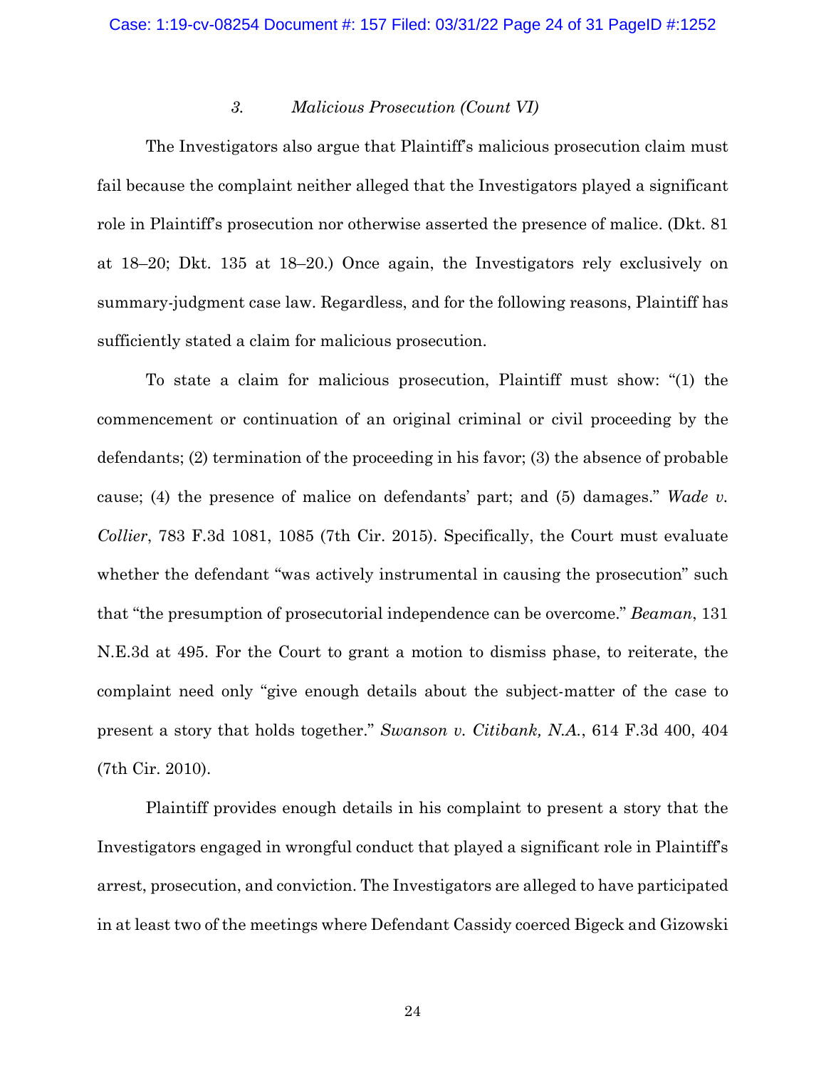### 3. *Malicious Prosecution (Count VI)*

The Investigators also argue that Plaintiff's malicious prosecution claim must fail because the complaint neither alleged that the Investigators played a significant role in Plaintiff's prosecution nor otherwise asserted the presence of malice. (Dkt. 81 at 18–20; Dkt. 135 at 18–20.) Once again, the Investigators rely exclusively on summary-judgment case law. Regardless, and for the following reasons, Plaintiff has sufficiently stated a claim for malicious prosecution.

To state a claim for malicious prosecution, Plaintiff must show: "(1) the commencement or continuation of an original criminal or civil proceeding by the defendants; (2) termination of the proceeding in his favor; (3) the absence of probable cause; (4) the presence of malice on defendants' part; and (5) damages." *Wade v. Collier*, 783 F.3d 1081, 1085 (7th Cir. 2015). Specifically, the Court must evaluate whether the defendant "was actively instrumental in causing the prosecution" such that "the presumption of prosecutorial independence can be overcome." *Beaman*, 131 N.E.3d at 495. For the Court to grant a motion to dismiss phase, to reiterate, the complaint need only "give enough details about the subject-matter of the case to present a story that holds together." *Swanson v. Citibank, N.A.*, 614 F.3d 400, 404 (7th Cir. 2010).

Plaintiff provides enough details in his complaint to present a story that the Investigators engaged in wrongful conduct that played a significant role in Plaintiff's arrest, prosecution, and conviction. The Investigators are alleged to have participated in at least two of the meetings where Defendant Cassidy coerced Bigeck and Gizowski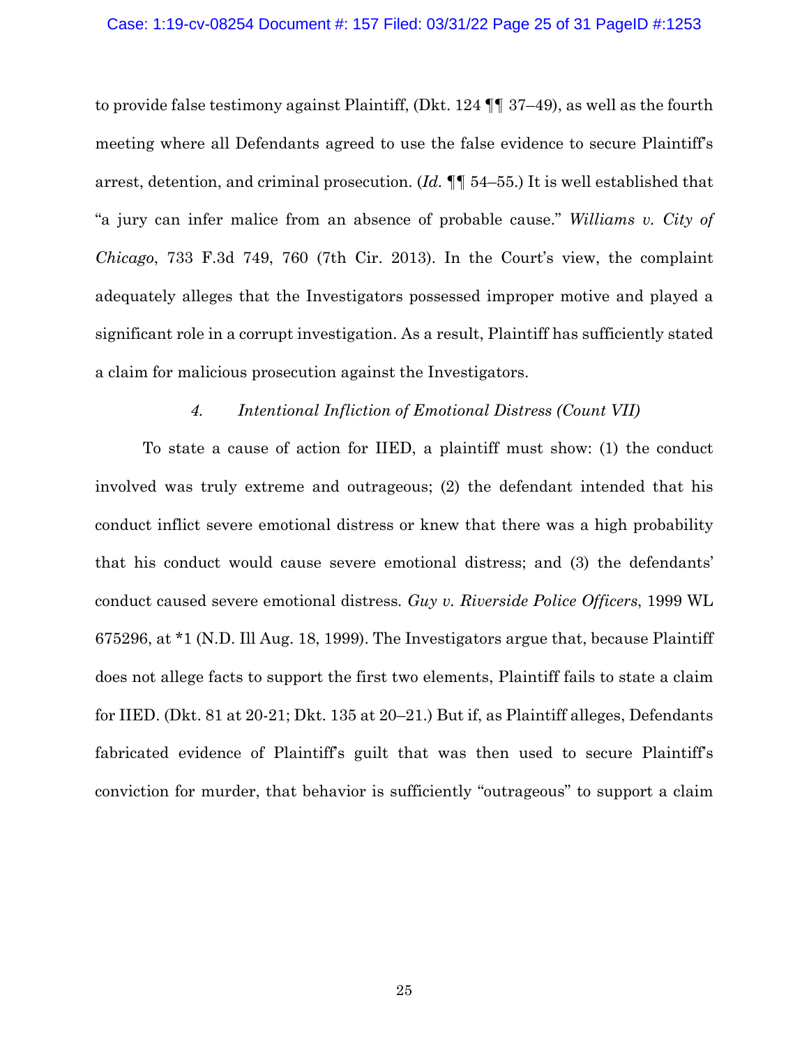to provide false testimony against Plaintiff, (Dkt. 124 ¶¶ 37–49), as well as the fourth meeting where all Defendants agreed to use the false evidence to secure Plaintiff's arrest, detention, and criminal prosecution. (*Id.* ¶¶ 54–55.) It is well established that "a jury can infer malice from an absence of probable cause." *Williams v. City of Chicago*, 733 F.3d 749, 760 (7th Cir. 2013). In the Court's view, the complaint adequately alleges that the Investigators possessed improper motive and played a significant role in a corrupt investigation. As a result, Plaintiff has sufficiently stated a claim for malicious prosecution against the Investigators.

### *4. Intentional Infliction of Emotional Distress (Count VII)*

To state a cause of action for IIED, a plaintiff must show: (1) the conduct involved was truly extreme and outrageous; (2) the defendant intended that his conduct inflict severe emotional distress or knew that there was a high probability that his conduct would cause severe emotional distress; and (3) the defendants' conduct caused severe emotional distress. *Guy v. Riverside Police Officers*, 1999 WL 675296, at *1 (N.D. Ill Aug. 18, 1999). The Investigators argue that, because Plaintiff does not allege facts to support the first two elements, Plaintiff fails to state a claim for IIED. (Dkt. 81 at 20-21; Dkt. 135 at 20–21.) But if, as Plaintiff alleges, Defendants fabricated evidence of Plaintiff's guilt that was then used to secure Plaintiff's conviction for murder, that behavior is sufficiently "outrageous" to support a claim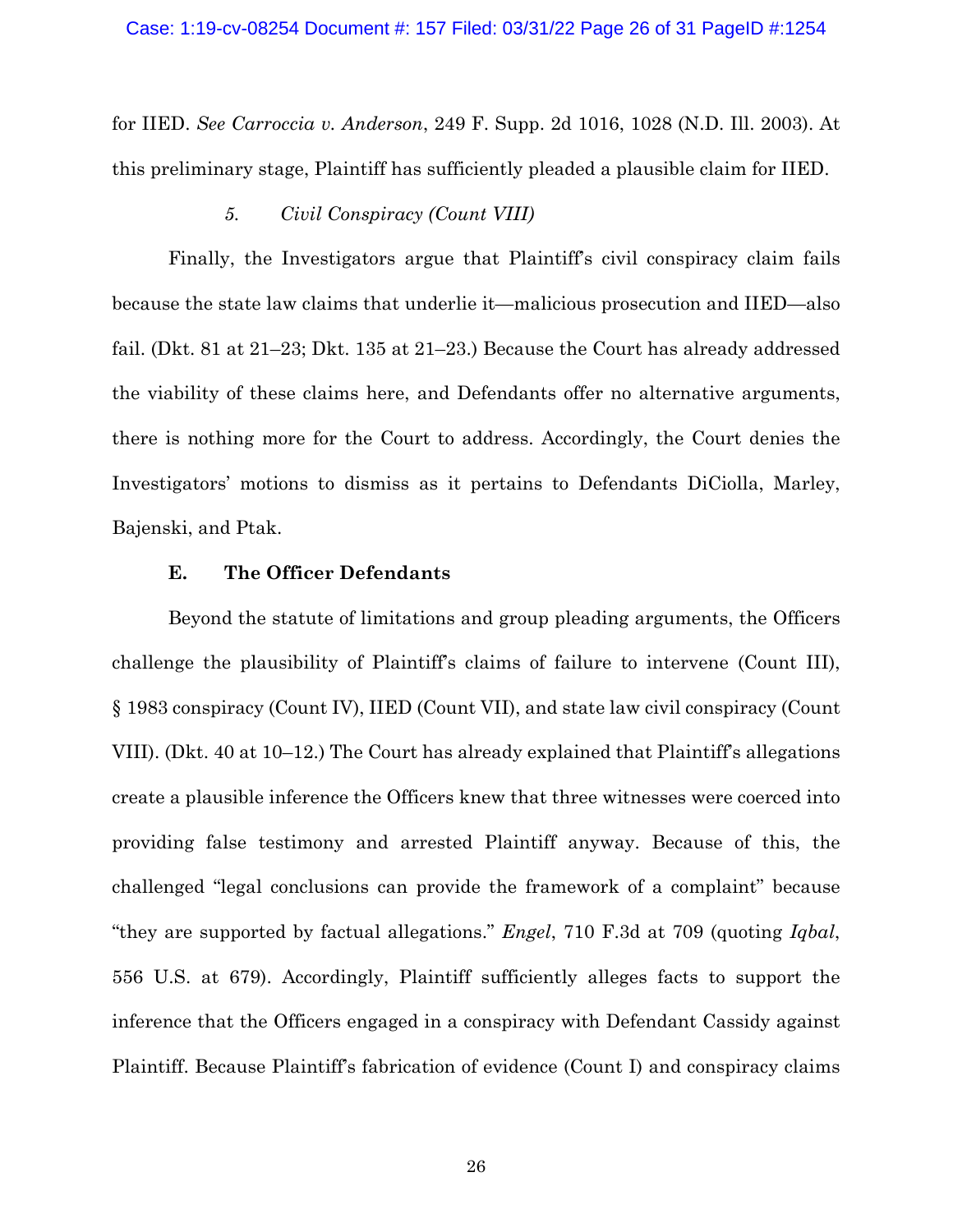for IIED. *See Carroccia v. Anderson*, 249 F. Supp. 2d 1016, 1028 (N.D. Ill. 2003). At this preliminary stage, Plaintiff has sufficiently pleaded a plausible claim for IIED.

*5. Civil Conspiracy (Count VIII)*

Finally, the Investigators argue that Plaintiff's civil conspiracy claim fails because the state law claims that underlie it—malicious prosecution and IIED—also fail. (Dkt. 81 at 21–23; Dkt. 135 at 21–23.) Because the Court has already addressed the viability of these claims here, and Defendants offer no alternative arguments, there is nothing more for the Court to address. Accordingly, the Court denies the Investigators' motions to dismiss as it pertains to Defendants DiCiolla, Marley, Bajenski, and Ptak.

### E. The Officer Defendants

Beyond the statute of limitations and group pleading arguments, the Officers challenge the plausibility of Plaintiff's claims of failure to intervene (Count III), § 1983 conspiracy (Count IV), IIED (Count VII), and state law civil conspiracy (Count VIII). (Dkt. 40 at 10–12.) The Court has already explained that Plaintiff's allegations create a plausible inference the Officers knew that three witnesses were coerced into providing false testimony and arrested Plaintiff anyway. Because of this, the challenged "legal conclusions can provide the framework of a complaint" because "they are supported by factual allegations." *Engel*, 710 F.3d at 709 (quoting *Iqbal*, 556 U.S. at 679). Accordingly, Plaintiff sufficiently alleges facts to support the inference that the Officers engaged in a conspiracy with Defendant Cassidy against Plaintiff. Because Plaintiff's fabrication of evidence (Count I) and conspiracy claims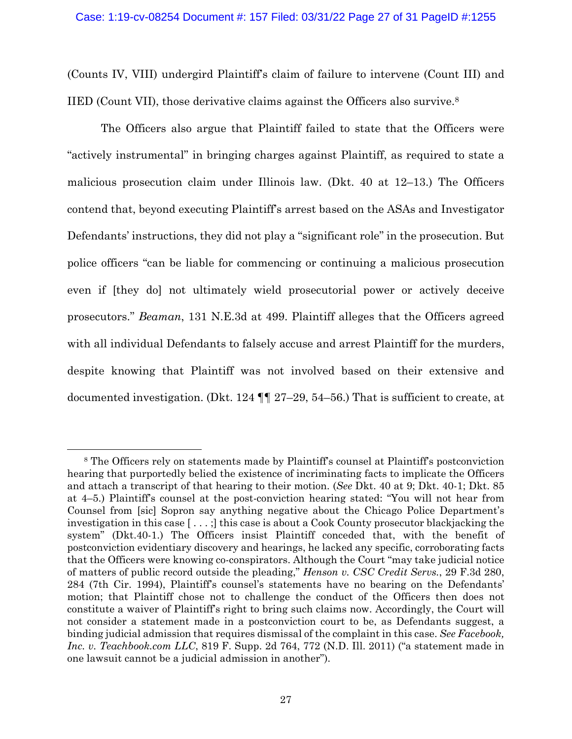(Counts IV, VIII) undergird Plaintiff's claim of failure to intervene (Count III) and IIED (Count VII), those derivative claims against the Officers also survive.[8]

The Officers also argue that Plaintiff failed to state that the Officers were "actively instrumental" in bringing charges against Plaintiff, as required to state a malicious prosecution claim under Illinois law. (Dkt. 40 at 12–13.) The Officers contend that, beyond executing Plaintiff's arrest based on the ASAs and Investigator Defendants' instructions, they did not play a "significant role" in the prosecution. But police officers "can be liable for commencing or continuing a malicious prosecution even if [they do] not ultimately wield prosecutorial power or actively deceive prosecutors." *Beaman*, 131 N.E.3d at 499. Plaintiff alleges that the Officers agreed with all individual Defendants to falsely accuse and arrest Plaintiff for the murders, despite knowing that Plaintiff was not involved based on their extensive and documented investigation. (Dkt. 124 ¶¶ 27–29, 54–56.) That is sufficient to create, at

---

[8] The Officers rely on statements made by Plaintiff's counsel at Plaintiff's postconviction hearing that purportedly belied the existence of incriminating facts to implicate the Officers and attach a transcript of that hearing to their motion. (*See* Dkt. 40 at 9; Dkt. 40-1; Dkt. 85 at 4–5.) Plaintiff's counsel at the post-conviction hearing stated: "You will not hear from Counsel from [sic] Sopron say anything negative about the Chicago Police Department's investigation in this case [ . . . ;] this case is about a Cook County prosecutor blackjacking the system" (Dkt.40-1.) The Officers insist Plaintiff conceded that, with the benefit of postconviction evidentiary discovery and hearings, he lacked any specific, corroborating facts that the Officers were knowing co-conspirators. Although the Court "may take judicial notice of matters of public record outside the pleading," *Henson v. CSC Credit Servs.*, 29 F.3d 280, 284 (7th Cir. 1994), Plaintiff's counsel's statements have no bearing on the Defendants' motion; that Plaintiff chose not to challenge the conduct of the Officers then does not constitute a waiver of Plaintiff's right to bring such claims now. Accordingly, the Court will not consider a statement made in a postconviction court to be, as Defendants suggest, a binding judicial admission that requires dismissal of the complaint in this case. *See Facebook, Inc. v. Teachbook.com LLC*, 819 F. Supp. 2d 764, 772 (N.D. Ill. 2011) ("a statement made in one lawsuit cannot be a judicial admission in another").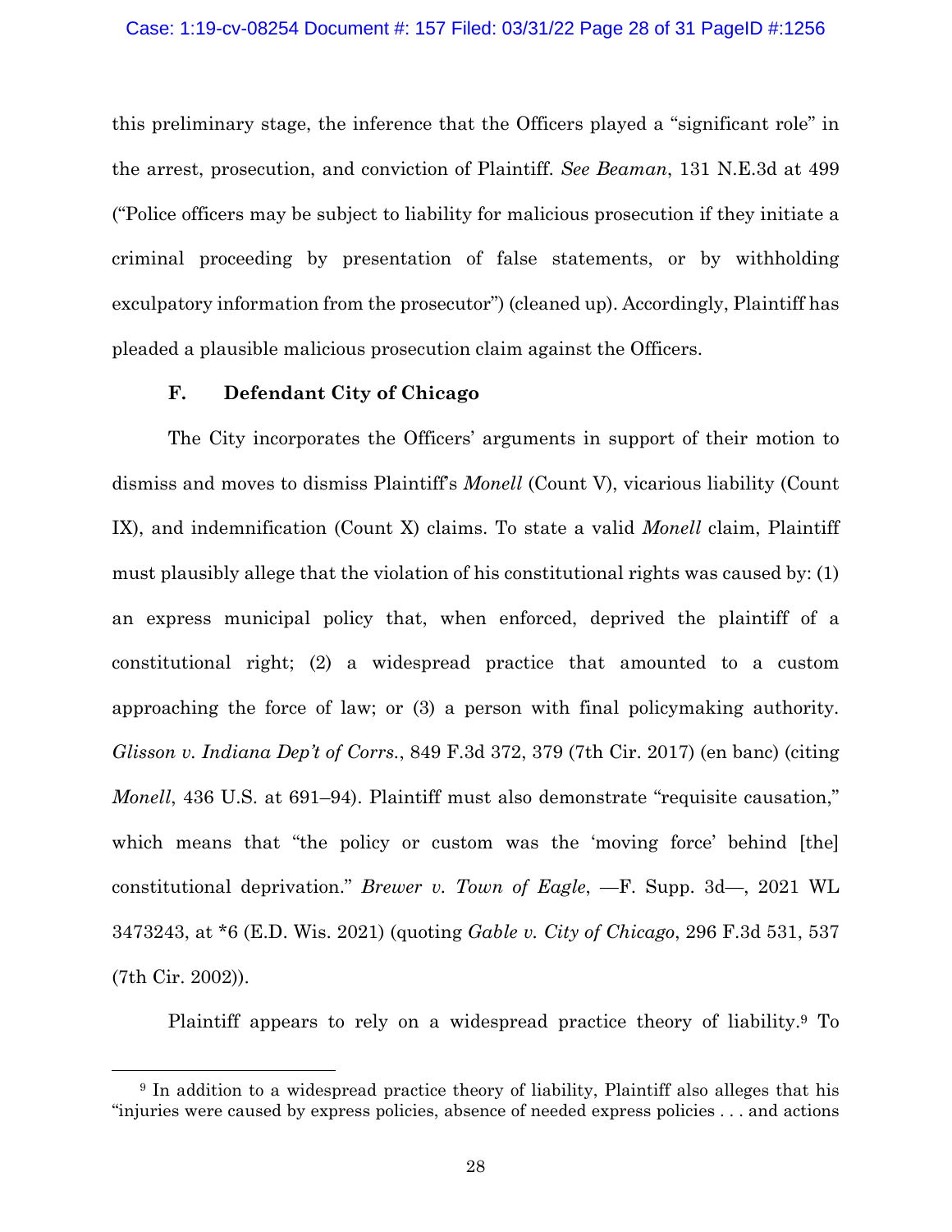this preliminary stage, the inference that the Officers played a "significant role" in the arrest, prosecution, and conviction of Plaintiff. *See Beaman*, 131 N.E.3d at 499 ("Police officers may be subject to liability for malicious prosecution if they initiate a criminal proceeding by presentation of false statements, or by withholding exculpatory information from the prosecutor") (cleaned up). Accordingly, Plaintiff has pleaded a plausible malicious prosecution claim against the Officers.

### F. Defendant City of Chicago

The City incorporates the Officers' arguments in support of their motion to dismiss and moves to dismiss Plaintiff's *Monell* (Count V), vicarious liability (Count IX), and indemnification (Count X) claims. To state a valid *Monell* claim, Plaintiff must plausibly allege that the violation of his constitutional rights was caused by: (1) an express municipal policy that, when enforced, deprived the plaintiff of a constitutional right; (2) a widespread practice that amounted to a custom approaching the force of law; or (3) a person with final policymaking authority. *Glisson v. Indiana Dep't of Corrs.*, 849 F.3d 372, 379 (7th Cir. 2017) (en banc) (citing *Monell*, 436 U.S. at 691–94). Plaintiff must also demonstrate "requisite causation," which means that "the policy or custom was the 'moving force' behind [the] constitutional deprivation." *Brewer v. Town of Eagle*, —F. Supp. 3d—, 2021 WL 3473243, at *6 (E.D. Wis. 2021) (quoting *Gable v. City of Chicago*, 296 F.3d 531, 537 (7th Cir. 2002)).

Plaintiff appears to rely on a widespread practice theory of liability.[9] To

[9] In addition to a widespread practice theory of liability, Plaintiff also alleges that his "injuries were caused by express policies, absence of needed express policies . . . and actions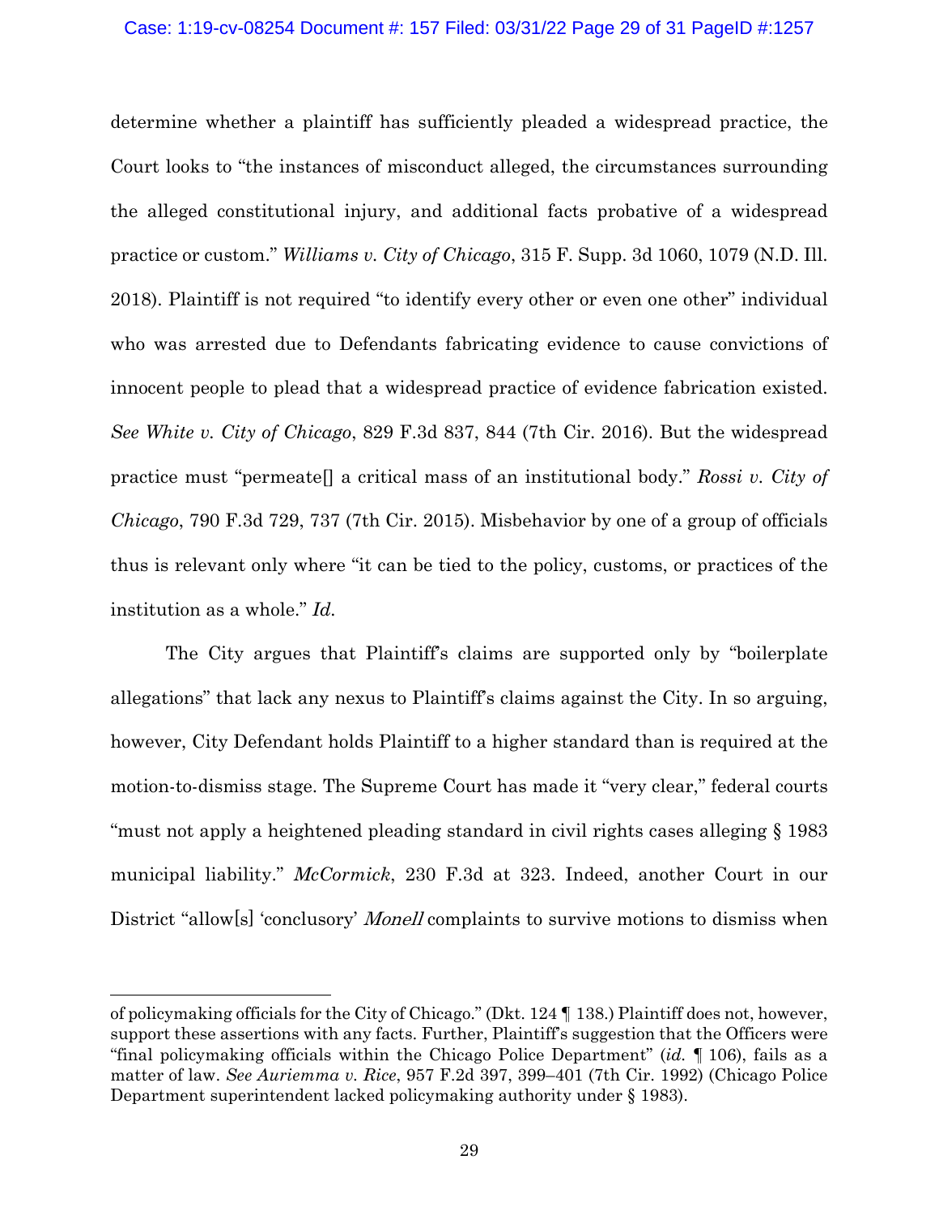determine whether a plaintiff has sufficiently pleaded a widespread practice, the Court looks to "the instances of misconduct alleged, the circumstances surrounding the alleged constitutional injury, and additional facts probative of a widespread practice or custom." *Williams v. City of Chicago*, 315 F. Supp. 3d 1060, 1079 (N.D. Ill. 2018). Plaintiff is not required "to identify every other or even one other" individual who was arrested due to Defendants fabricating evidence to cause convictions of innocent people to plead that a widespread practice of evidence fabrication existed. *See White v. City of Chicago*, 829 F.3d 837, 844 (7th Cir. 2016). But the widespread practice must "permeate[] a critical mass of an institutional body." *Rossi v. City of Chicago*, 790 F.3d 729, 737 (7th Cir. 2015). Misbehavior by one of a group of officials thus is relevant only where "it can be tied to the policy, customs, or practices of the institution as a whole." *Id.*

The City argues that Plaintiff's claims are supported only by "boilerplate allegations" that lack any nexus to Plaintiff's claims against the City. In so arguing, however, City Defendant holds Plaintiff to a higher standard than is required at the motion-to-dismiss stage. The Supreme Court has made it "very clear," federal courts "must not apply a heightened pleading standard in civil rights cases alleging § 1983 municipal liability." *McCormick*, 230 F.3d at 323. Indeed, another Court in our District "allow[s] 'conclusory' *Monell* complaints to survive motions to dismiss when

---

of policymaking officials for the City of Chicago." (Dkt. 124 ¶ 138.) Plaintiff does not, however, support these assertions with any facts. Further, Plaintiff's suggestion that the Officers were "final policymaking officials within the Chicago Police Department" (*id.* ¶ 106), fails as a matter of law. *See Auriemma v. Rice*, 957 F.2d 397, 399–401 (7th Cir. 1992) (Chicago Police Department superintendent lacked policymaking authority under § 1983).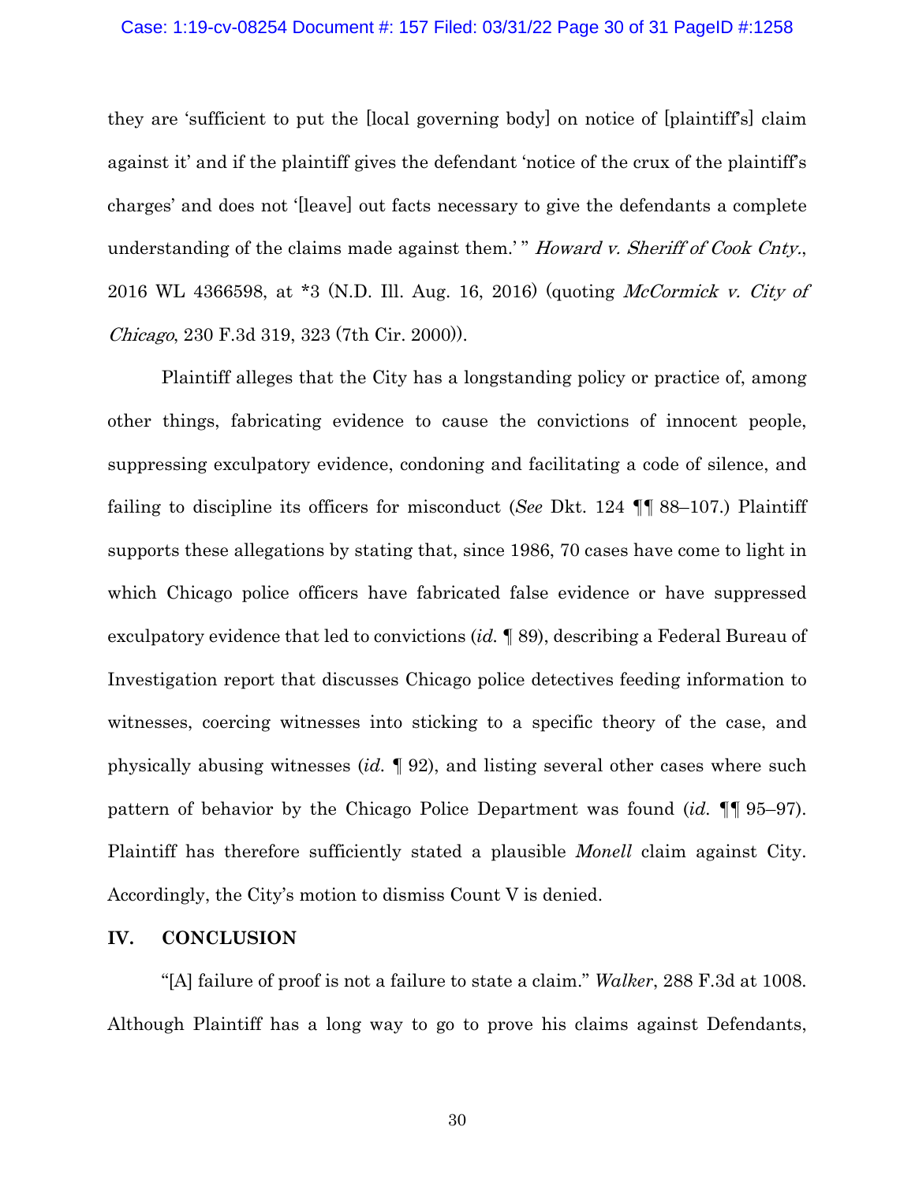they are 'sufficient to put the [local governing body] on notice of [plaintiff's] claim against it' and if the plaintiff gives the defendant 'notice of the crux of the plaintiff's charges' and does not '[leave] out facts necessary to give the defendants a complete understanding of the claims made against them.' " *Howard v. Sheriff of Cook Cnty.*, 2016 WL 4366598, at *3 (N.D. Ill. Aug. 16, 2016) (quoting *McCormick v. City of Chicago*, 230 F.3d 319, 323 (7th Cir. 2000)).

Plaintiff alleges that the City has a longstanding policy or practice of, among other things, fabricating evidence to cause the convictions of innocent people, suppressing exculpatory evidence, condoning and facilitating a code of silence, and failing to discipline its officers for misconduct (*See* Dkt. 124 ¶¶ 88–107.) Plaintiff supports these allegations by stating that, since 1986, 70 cases have come to light in which Chicago police officers have fabricated false evidence or have suppressed exculpatory evidence that led to convictions (*id.* ¶ 89), describing a Federal Bureau of Investigation report that discusses Chicago police detectives feeding information to witnesses, coercing witnesses into sticking to a specific theory of the case, and physically abusing witnesses (*id.* ¶ 92), and listing several other cases where such pattern of behavior by the Chicago Police Department was found (*id.* ¶¶ 95–97). Plaintiff has therefore sufficiently stated a plausible *Monell* claim against City. Accordingly, the City's motion to dismiss Count V is denied.

## IV. CONCLUSION

"[A] failure of proof is not a failure to state a claim." *Walker*, 288 F.3d at 1008. Although Plaintiff has a long way to go to prove his claims against Defendants,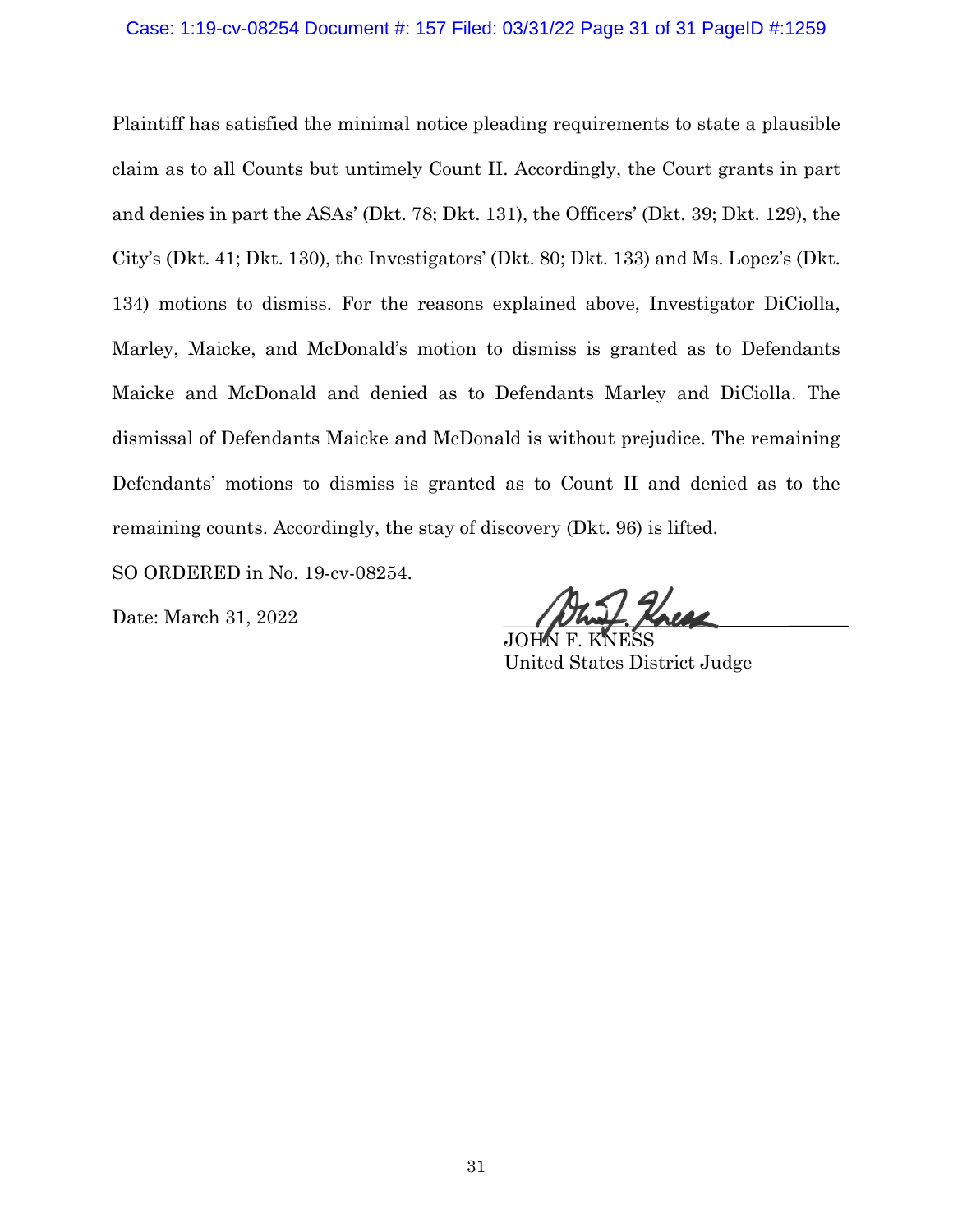Plaintiff has satisfied the minimal notice pleading requirements to state a plausible claim as to all Counts but untimely Count II. Accordingly, the Court grants in part and denies in part the ASAs' (Dkt. 78; Dkt. 131), the Officers' (Dkt. 39; Dkt. 129), the City's (Dkt. 41; Dkt. 130), the Investigators' (Dkt. 80; Dkt. 133) and Ms. Lopez's (Dkt. 134) motions to dismiss. For the reasons explained above, Investigator DiCiolla, Marley, Maicke, and McDonald's motion to dismiss is granted as to Defendants Maicke and McDonald and denied as to Defendants Marley and DiCiolla. The dismissal of Defendants Maicke and McDonald is without prejudice. The remaining Defendants' motions to dismiss is granted as to Count II and denied as to the remaining counts. Accordingly, the stay of discovery (Dkt. 96) is lifted.

SO ORDERED in No. 19-cv-08254.

Date: March 31, 2022

JOHN F. KNESS
United States District Judge